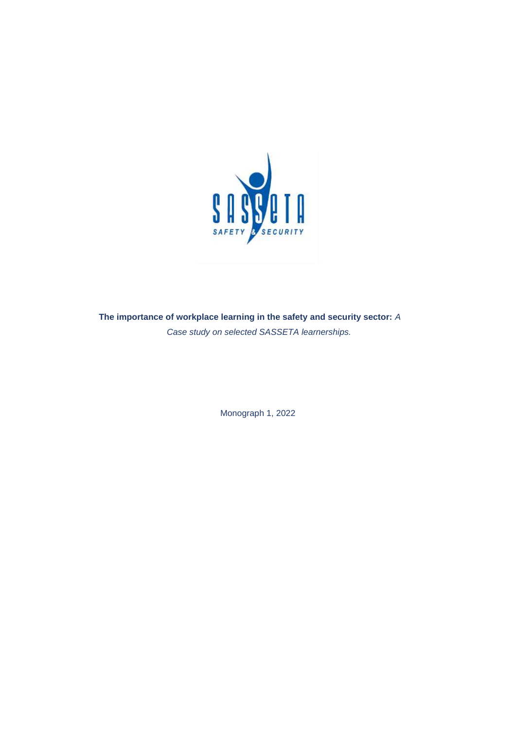**The importance of workplace learning in the safety and security sector:** *A Case study on selected SASSETA learnerships.*

Monograph 1, 2022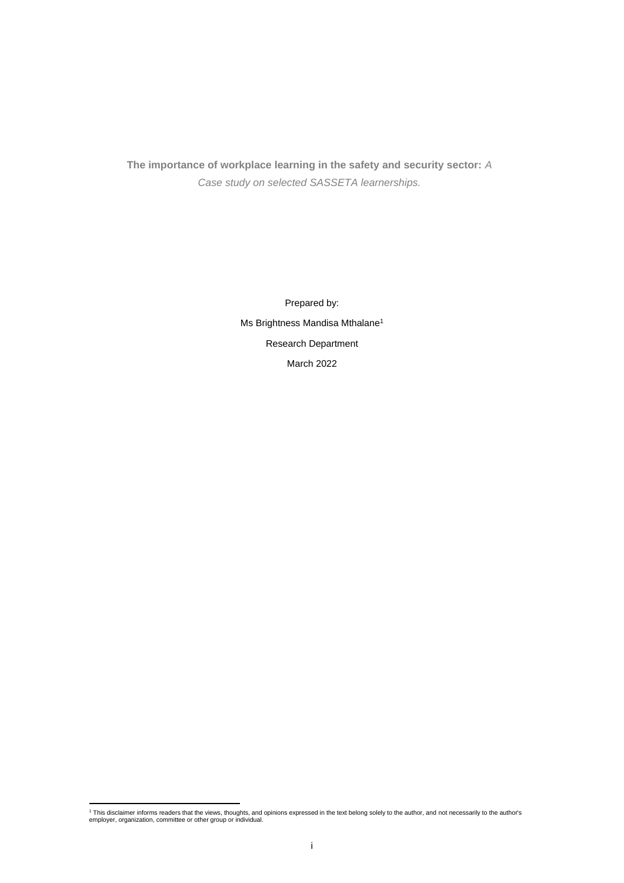**The importance of workplace learning in the safety and security sector:** *A Case study on selected SASSETA learnerships.*

Prepared by:

Ms Brightness Mandisa Mthalane[1]

Research Department

March 2022

[1] This disclaimer informs readers that the views, thoughts, and opinions expressed in the text belong solely to the author, and not necessarily to the author's employer, organization, committee or other group or individual.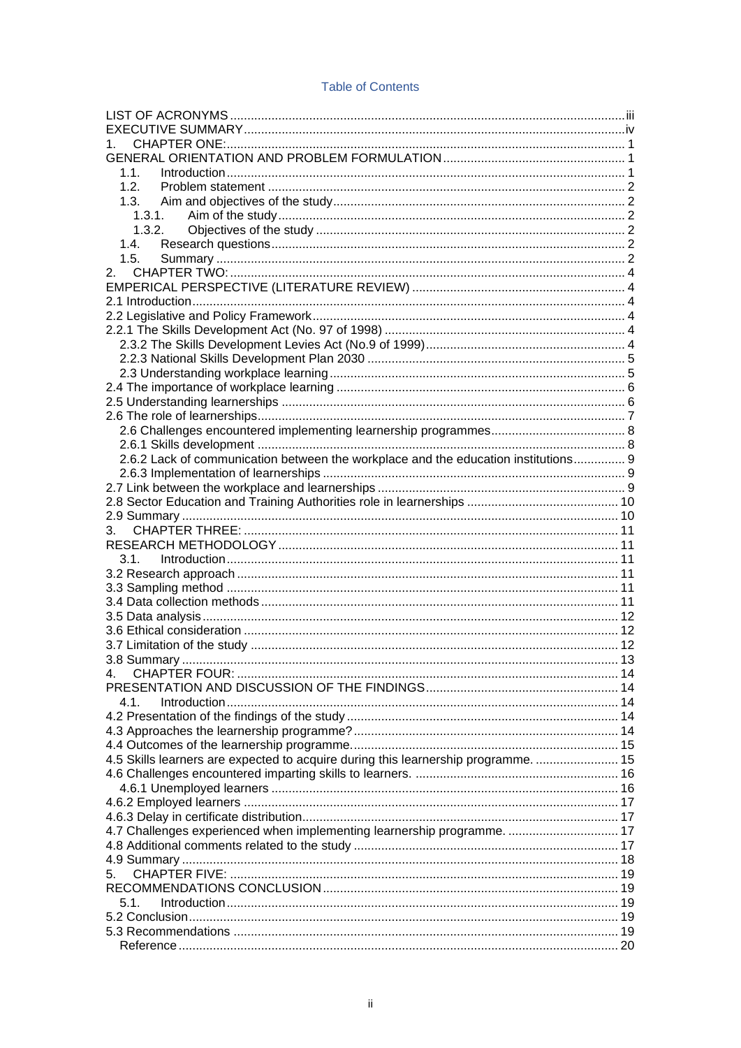# Table of Contents

LIST OF ACRONYMS .......... iii
EXECUTIVE SUMMARY .......... iv
1. CHAPTER ONE: .......... 1
GENERAL ORIENTATION AND PROBLEM FORMULATION .......... 1
  1.1. Introduction .......... 1
  1.2. Problem statement .......... 2
  1.3. Aim and objectives of the study .......... 2
    1.3.1. Aim of the study .......... 2
    1.3.2. Objectives of the study .......... 2
  1.4. Research questions .......... 2
  1.5. Summary .......... 2
2. CHAPTER TWO: .......... 4
EMPERICAL PERSPECTIVE (LITERATURE REVIEW) .......... 4
2.1 Introduction .......... 4
2.2 Legislative and Policy Framework .......... 4
2.2.1 The Skills Development Act (No. 97 of 1998) .......... 4
  2.3.2 The Skills Development Levies Act (No.9 of 1999) .......... 4
  2.2.3 National Skills Development Plan 2030 .......... 5
  2.3 Understanding workplace learning .......... 5
2.4 The importance of workplace learning .......... 6
2.5 Understanding learnerships .......... 6
2.6 The role of learnerships .......... 7
  2.6 Challenges encountered implementing learnership programmes .......... 8
  2.6.1 Skills development .......... 8
  2.6.2 Lack of communication between the workplace and the education institutions .......... 9
  2.6.3 Implementation of learnerships .......... 9
2.7 Link between the workplace and learnerships .......... 9
2.8 Sector Education and Training Authorities role in learnerships .......... 10
2.9 Summary .......... 10
3. CHAPTER THREE: .......... 11
RESEARCH METHODOLOGY .......... 11
  3.1. Introduction .......... 11
3.2 Research approach .......... 11
3.3 Sampling method .......... 11
3.4 Data collection methods .......... 11
3.5 Data analysis .......... 12
3.6 Ethical consideration .......... 12
3.7 Limitation of the study .......... 12
3.8 Summary .......... 13
4. CHAPTER FOUR: .......... 14
PRESENTATION AND DISCUSSION OF THE FINDINGS .......... 14
  4.1. Introduction .......... 14
4.2 Presentation of the findings of the study .......... 14
4.3 Approaches the learnership programme? .......... 14
4.4 Outcomes of the learnership programme. .......... 15
4.5 Skills learners are expected to acquire during this learnership programme. .......... 15
4.6 Challenges encountered imparting skills to learners. .......... 16
  4.6.1 Unemployed learners .......... 16
4.6.2 Employed learners .......... 17
4.6.3 Delay in certificate distribution .......... 17
4.7 Challenges experienced when implementing learnership programme. .......... 17
4.8 Additional comments related to the study .......... 17
4.9 Summary .......... 18
5. CHAPTER FIVE: .......... 19
RECOMMENDATIONS CONCLUSION .......... 19
  5.1. Introduction .......... 19
5.2 Conclusion .......... 19
5.3 Recommendations .......... 19
  Reference .......... 20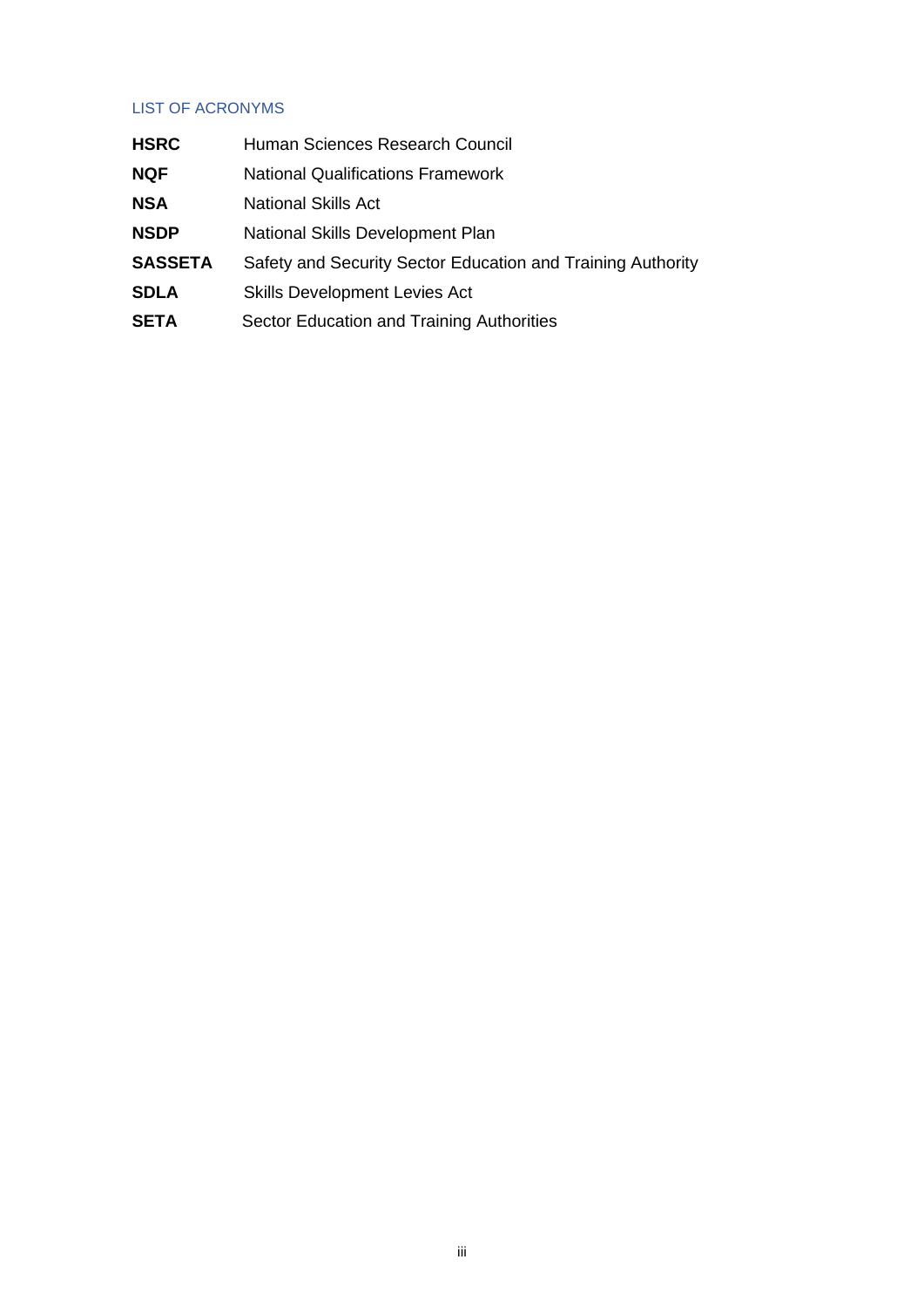## LIST OF ACRONYMS

| | |
|---|---|
| **HSRC** | Human Sciences Research Council |
| **NQF** | National Qualifications Framework |
| **NSA** | National Skills Act |
| **NSDP** | National Skills Development Plan |
| **SASSETA** | Safety and Security Sector Education and Training Authority |
| **SDLA** | Skills Development Levies Act |
| **SETA** | Sector Education and Training Authorities |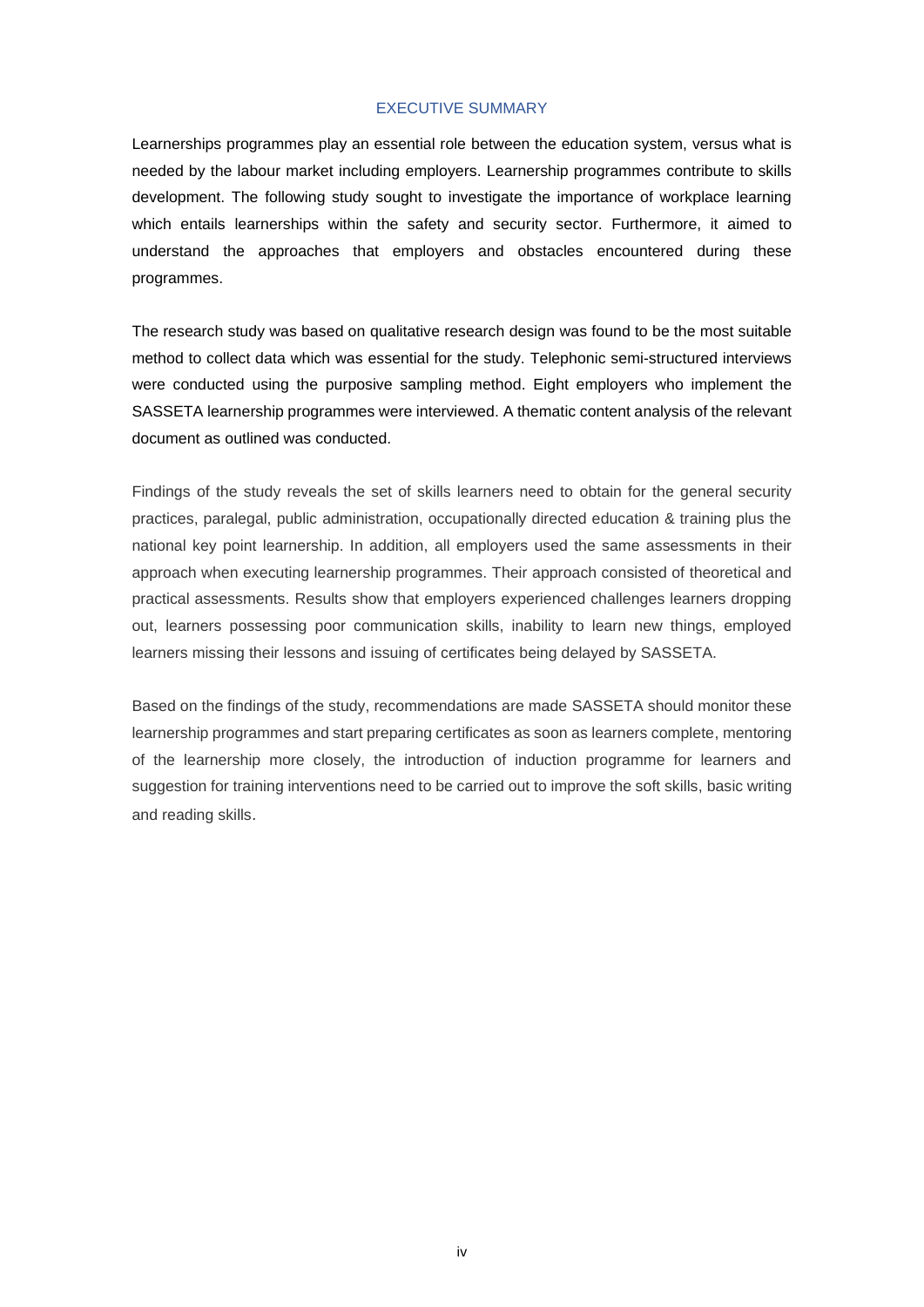# EXECUTIVE SUMMARY

Learnerships programmes play an essential role between the education system, versus what is needed by the labour market including employers. Learnership programmes contribute to skills development. The following study sought to investigate the importance of workplace learning which entails learnerships within the safety and security sector. Furthermore, it aimed to understand the approaches that employers and obstacles encountered during these programmes.

The research study was based on qualitative research design was found to be the most suitable method to collect data which was essential for the study. Telephonic semi-structured interviews were conducted using the purposive sampling method. Eight employers who implement the SASSETA learnership programmes were interviewed. A thematic content analysis of the relevant document as outlined was conducted.

Findings of the study reveals the set of skills learners need to obtain for the general security practices, paralegal, public administration, occupationally directed education & training plus the national key point learnership. In addition, all employers used the same assessments in their approach when executing learnership programmes. Their approach consisted of theoretical and practical assessments. Results show that employers experienced challenges learners dropping out, learners possessing poor communication skills, inability to learn new things, employed learners missing their lessons and issuing of certificates being delayed by SASSETA.

Based on the findings of the study, recommendations are made SASSETA should monitor these learnership programmes and start preparing certificates as soon as learners complete, mentoring of the learnership more closely, the introduction of induction programme for learners and suggestion for training interventions need to be carried out to improve the soft skills, basic writing and reading skills.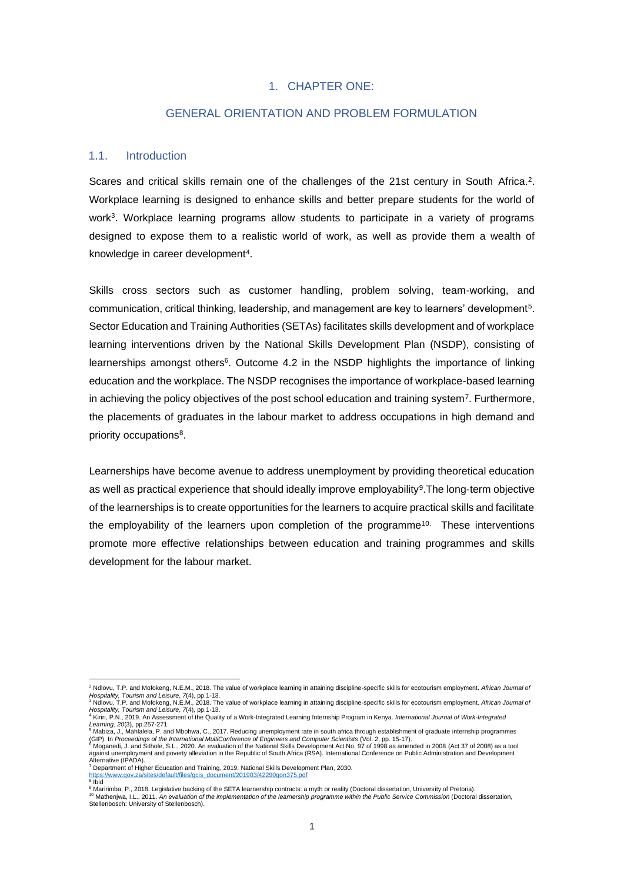# 1. CHAPTER ONE:

# GENERAL ORIENTATION AND PROBLEM FORMULATION

## 1.1. Introduction

Scares and critical skills remain one of the challenges of the 21st century in South Africa.[2]. Workplace learning is designed to enhance skills and better prepare students for the world of work[3]. Workplace learning programs allow students to participate in a variety of programs designed to expose them to a realistic world of work, as well as provide them a wealth of knowledge in career development[4].

Skills cross sectors such as customer handling, problem solving, team-working, and communication, critical thinking, leadership, and management are key to learners' development[5]. Sector Education and Training Authorities (SETAs) facilitates skills development and of workplace learning interventions driven by the National Skills Development Plan (NSDP), consisting of learnerships amongst others[6]. Outcome 4.2 in the NSDP highlights the importance of linking education and the workplace. The NSDP recognises the importance of workplace-based learning in achieving the policy objectives of the post school education and training system[7]. Furthermore, the placements of graduates in the labour market to address occupations in high demand and priority occupations[8].

Learnerships have become avenue to address unemployment by providing theoretical education as well as practical experience that should ideally improve employability[9].The long-term objective of the learnerships is to create opportunities for the learners to acquire practical skills and facilitate the employability of the learners upon completion of the programme[10]. These interventions promote more effective relationships between education and training programmes and skills development for the labour market.

---

[2] Ndlovu, T.P. and Mofokeng, N.E.M., 2018. The value of workplace learning in attaining discipline-specific skills for ecotourism employment. *African Journal of Hospitality, Tourism and Leisure*, *7*(4), pp.1-13.

[3] Ndlovu, T.P. and Mofokeng, N.E.M., 2018. The value of workplace learning in attaining discipline-specific skills for ecotourism employment. *African Journal of Hospitality, Tourism and Leisure*, *7*(4), pp.1-13.

[4] Kiriri, P.N., 2019. An Assessment of the Quality of a Work-Integrated Learning Internship Program in Kenya. *International Journal of Work-Integrated Learning*, *20*(3), pp.257-271.

[5] Mabiza, J., Mahlalela, P. and Mbohwa, C., 2017. Reducing unemployment rate in south africa through establishment of graduate internship programmes (GIP). In *Proceedings of the International MultiConference of Engineers and Computer Scientists* (Vol. 2, pp. 15-17).

[6] Moganedi, J. and Sithole, S.L., 2020. An evaluation of the National Skills Development Act No. 97 of 1998 as amended in 2008 (Act 37 of 2008) as a tool against unemployment and poverty alleviation in the Republic of South Africa (RSA). International Conference on Public Administration and Development Alternative (IPADA).

[7] Department of Higher Education and Training, 2019. National Skills Development Plan, 2030. https://www.gov.za/sites/default/files/gcis_document/201903/42290gon375.pdf

[8] Ibid

[9] Maririmba, P., 2018. Legislative backing of the SETA learnership contracts: a myth or reality (Doctoral dissertation, University of Pretoria).

[10] Mathenjwa, I.L., 2011. *An evaluation of the implementation of the learnership programme within the Public Service Commission* (Doctoral dissertation, Stellenbosch: University of Stellenbosch).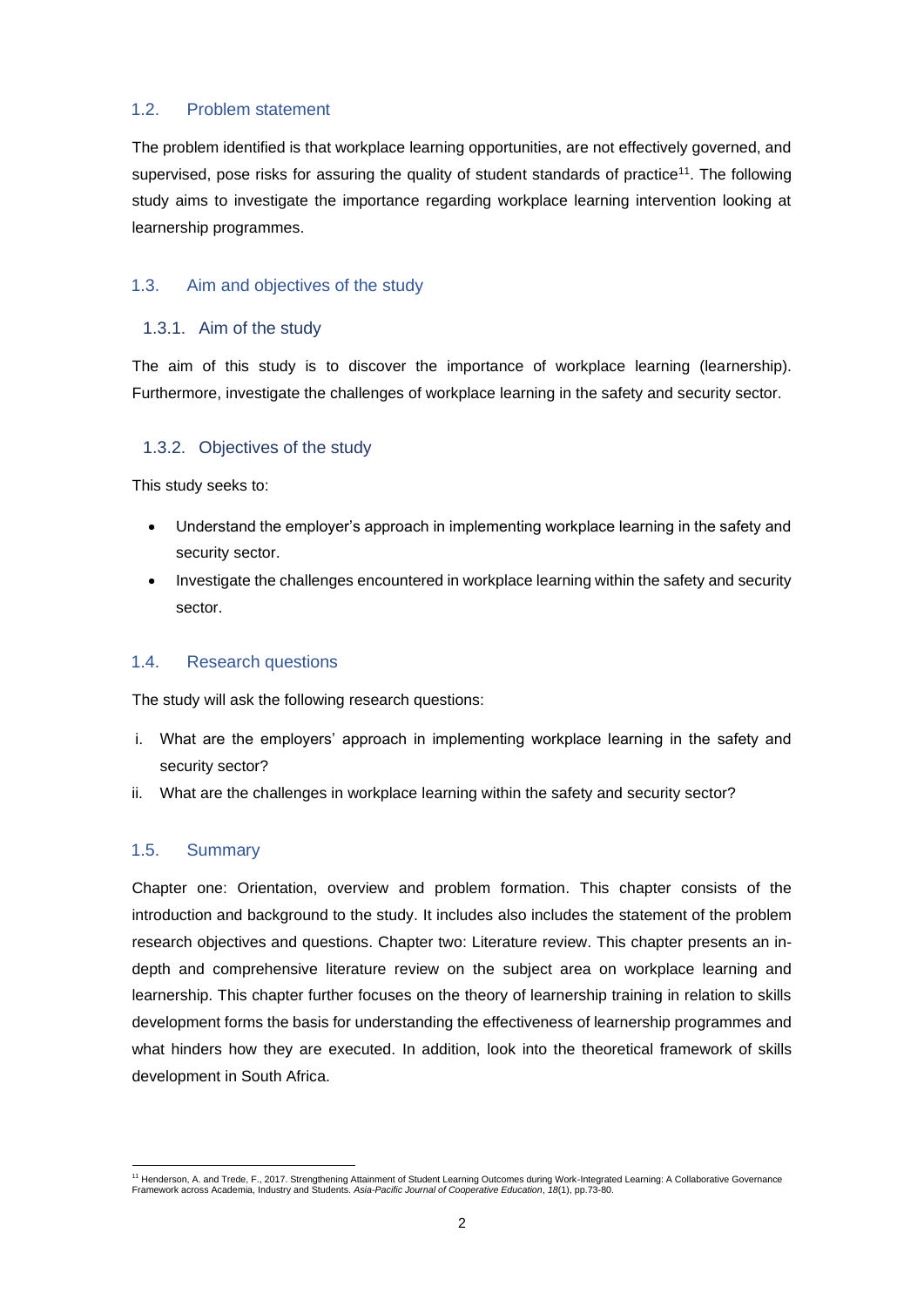## 1.2. Problem statement

The problem identified is that workplace learning opportunities, are not effectively governed, and supervised, pose risks for assuring the quality of student standards of practice[11]. The following study aims to investigate the importance regarding workplace learning intervention looking at learnership programmes.

## 1.3. Aim and objectives of the study

### 1.3.1. Aim of the study

The aim of this study is to discover the importance of workplace learning (learnership). Furthermore, investigate the challenges of workplace learning in the safety and security sector.

### 1.3.2. Objectives of the study

This study seeks to:

- Understand the employer's approach in implementing workplace learning in the safety and security sector.
- Investigate the challenges encountered in workplace learning within the safety and security sector.

## 1.4. Research questions

The study will ask the following research questions:

i. What are the employers' approach in implementing workplace learning in the safety and security sector?
ii. What are the challenges in workplace learning within the safety and security sector?

## 1.5. Summary

Chapter one: Orientation, overview and problem formation. This chapter consists of the introduction and background to the study. It includes also includes the statement of the problem research objectives and questions. Chapter two: Literature review. This chapter presents an in-depth and comprehensive literature review on the subject area on workplace learning and learnership. This chapter further focuses on the theory of learnership training in relation to skills development forms the basis for understanding the effectiveness of learnership programmes and what hinders how they are executed. In addition, look into the theoretical framework of skills development in South Africa.

---

[11] Henderson, A. and Trede, F., 2017. Strengthening Attainment of Student Learning Outcomes during Work-Integrated Learning: A Collaborative Governance Framework across Academia, Industry and Students. *Asia-Pacific Journal of Cooperative Education*, *18*(1), pp.73-80.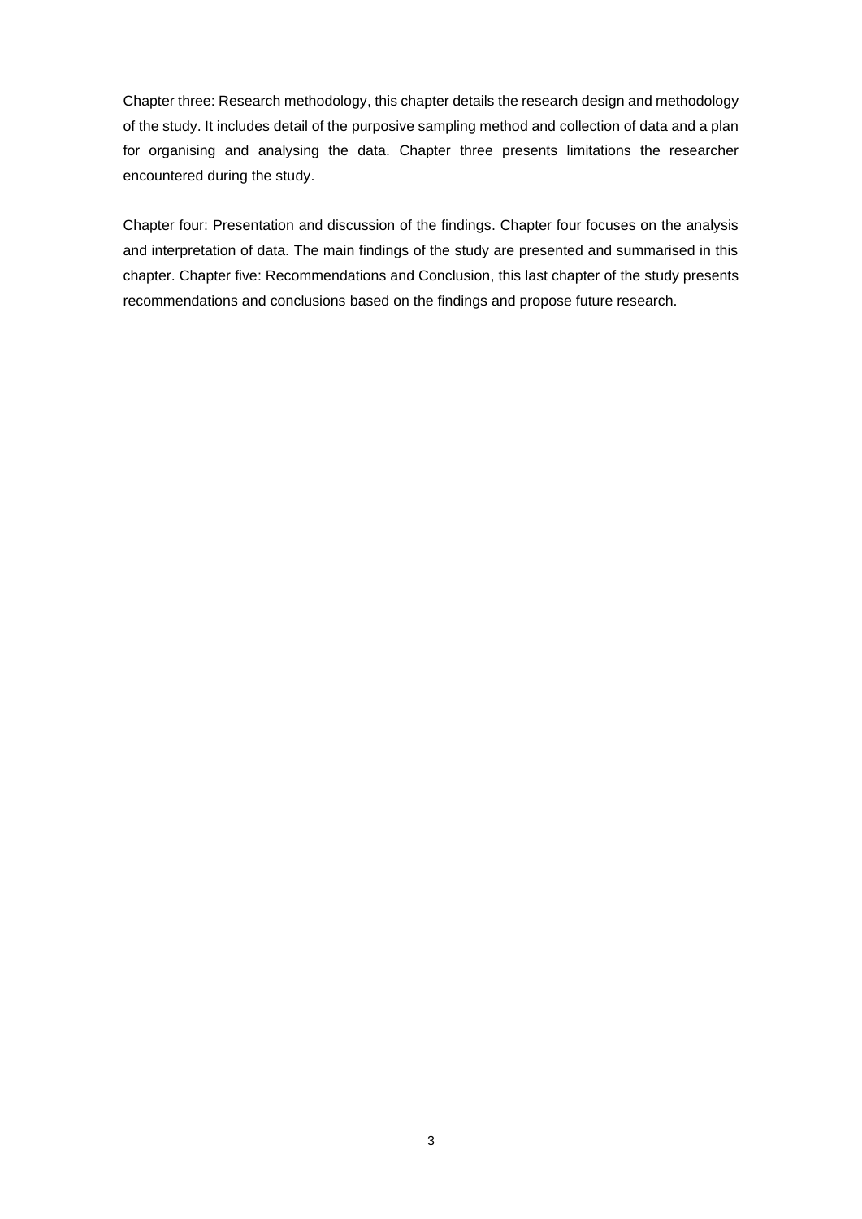Chapter three: Research methodology, this chapter details the research design and methodology of the study. It includes detail of the purposive sampling method and collection of data and a plan for organising and analysing the data. Chapter three presents limitations the researcher encountered during the study.

Chapter four: Presentation and discussion of the findings. Chapter four focuses on the analysis and interpretation of data. The main findings of the study are presented and summarised in this chapter. Chapter five: Recommendations and Conclusion, this last chapter of the study presents recommendations and conclusions based on the findings and propose future research.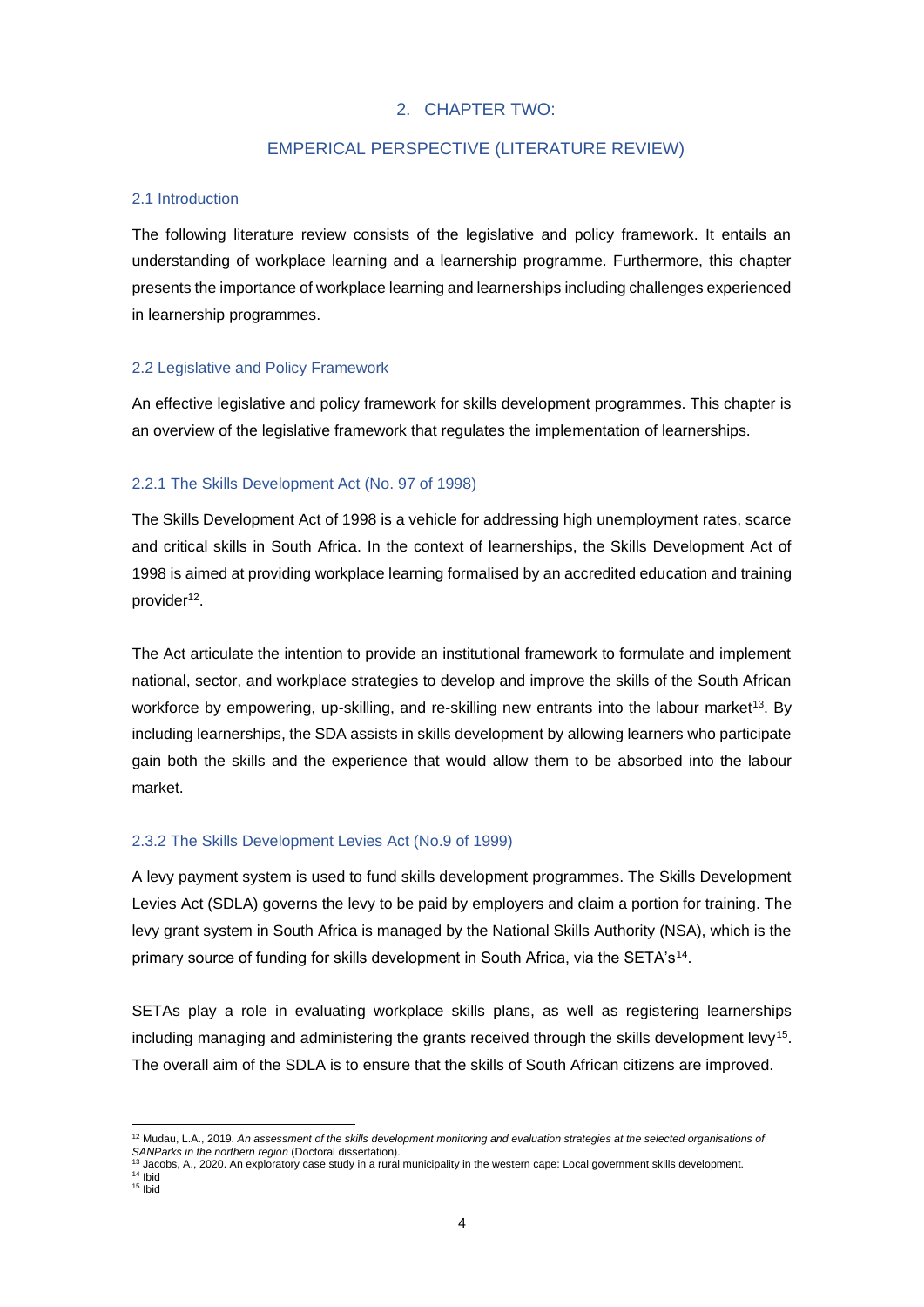## 2. CHAPTER TWO:

## EMPERICAL PERSPECTIVE (LITERATURE REVIEW)

### 2.1 Introduction

The following literature review consists of the legislative and policy framework. It entails an understanding of workplace learning and a learnership programme. Furthermore, this chapter presents the importance of workplace learning and learnerships including challenges experienced in learnership programmes.

### 2.2 Legislative and Policy Framework

An effective legislative and policy framework for skills development programmes. This chapter is an overview of the legislative framework that regulates the implementation of learnerships.

#### 2.2.1 The Skills Development Act (No. 97 of 1998)

The Skills Development Act of 1998 is a vehicle for addressing high unemployment rates, scarce and critical skills in South Africa. In the context of learnerships, the Skills Development Act of 1998 is aimed at providing workplace learning formalised by an accredited education and training provider[12].

The Act articulate the intention to provide an institutional framework to formulate and implement national, sector, and workplace strategies to develop and improve the skills of the South African workforce by empowering, up-skilling, and re-skilling new entrants into the labour market[13]. By including learnerships, the SDA assists in skills development by allowing learners who participate gain both the skills and the experience that would allow them to be absorbed into the labour market.

#### 2.3.2 The Skills Development Levies Act (No.9 of 1999)

A levy payment system is used to fund skills development programmes. The Skills Development Levies Act (SDLA) governs the levy to be paid by employers and claim a portion for training. The levy grant system in South Africa is managed by the National Skills Authority (NSA), which is the primary source of funding for skills development in South Africa, via the SETA's[14].

SETAs play a role in evaluating workplace skills plans, as well as registering learnerships including managing and administering the grants received through the skills development levy[15]. The overall aim of the SDLA is to ensure that the skills of South African citizens are improved.

---

[12] Mudau, L.A., 2019. *An assessment of the skills development monitoring and evaluation strategies at the selected organisations of SANParks in the northern region* (Doctoral dissertation).

[13] Jacobs, A., 2020. An exploratory case study in a rural municipality in the western cape: Local government skills development.

[14] Ibid

[15] Ibid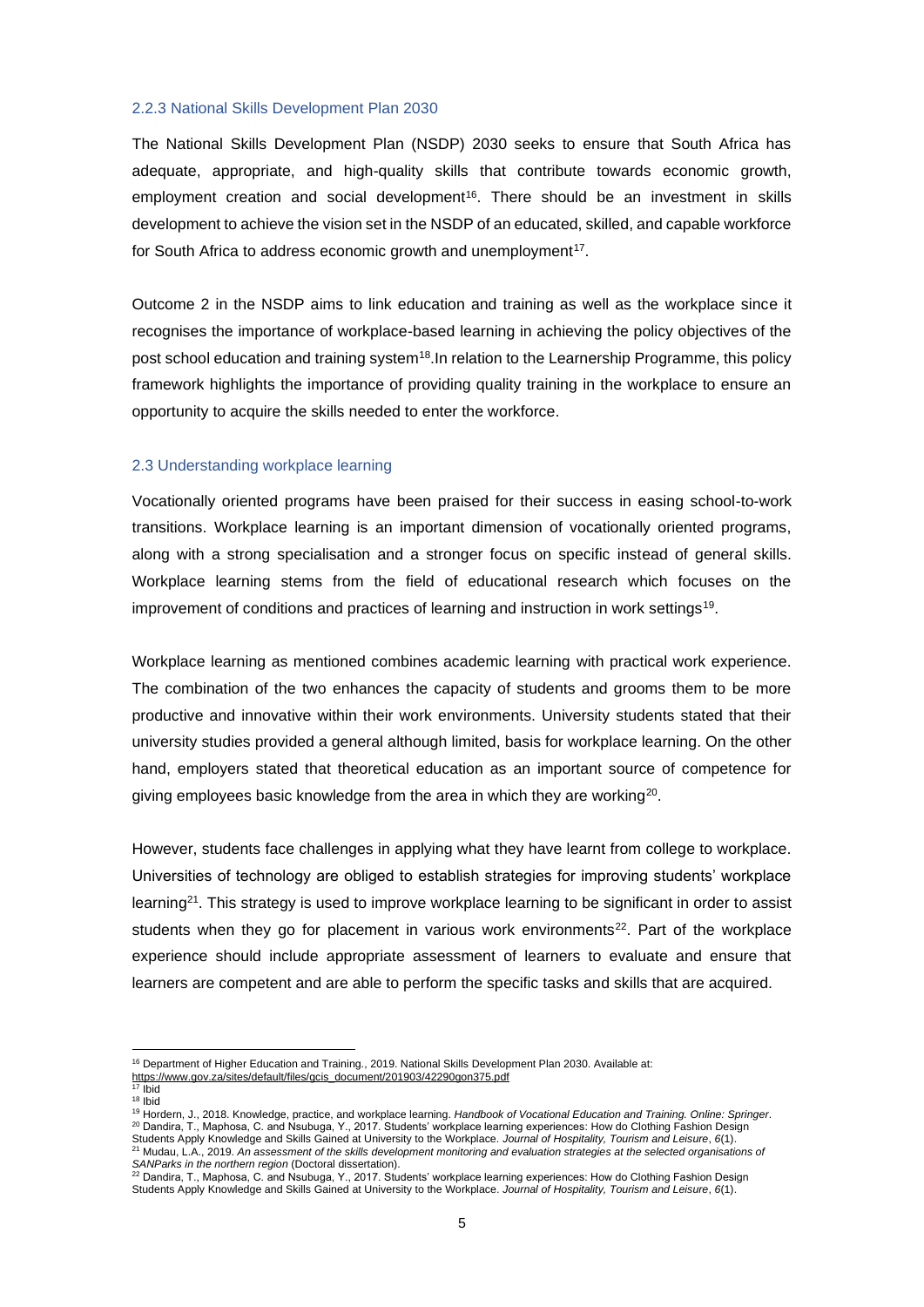### 2.2.3 National Skills Development Plan 2030

The National Skills Development Plan (NSDP) 2030 seeks to ensure that South Africa has adequate, appropriate, and high-quality skills that contribute towards economic growth, employment creation and social development[16]. There should be an investment in skills development to achieve the vision set in the NSDP of an educated, skilled, and capable workforce for South Africa to address economic growth and unemployment[17].

Outcome 2 in the NSDP aims to link education and training as well as the workplace since it recognises the importance of workplace-based learning in achieving the policy objectives of the post school education and training system[18].In relation to the Learnership Programme, this policy framework highlights the importance of providing quality training in the workplace to ensure an opportunity to acquire the skills needed to enter the workforce.

## 2.3 Understanding workplace learning

Vocationally oriented programs have been praised for their success in easing school-to-work transitions. Workplace learning is an important dimension of vocationally oriented programs, along with a strong specialisation and a stronger focus on specific instead of general skills. Workplace learning stems from the field of educational research which focuses on the improvement of conditions and practices of learning and instruction in work settings[19].

Workplace learning as mentioned combines academic learning with practical work experience. The combination of the two enhances the capacity of students and grooms them to be more productive and innovative within their work environments. University students stated that their university studies provided a general although limited, basis for workplace learning. On the other hand, employers stated that theoretical education as an important source of competence for giving employees basic knowledge from the area in which they are working[20].

However, students face challenges in applying what they have learnt from college to workplace. Universities of technology are obliged to establish strategies for improving students' workplace learning[21]. This strategy is used to improve workplace learning to be significant in order to assist students when they go for placement in various work environments[22]. Part of the workplace experience should include appropriate assessment of learners to evaluate and ensure that learners are competent and are able to perform the specific tasks and skills that are acquired.

---

[16] Department of Higher Education and Training., 2019. National Skills Development Plan 2030. Available at: https://www.gov.za/sites/default/files/gcis_document/201903/42290gon375.pdf

[17] Ibid

[18] Ibid

[19] Hordern, J., 2018. Knowledge, practice, and workplace learning. *Handbook of Vocational Education and Training. Online: Springer*.

[20] Dandira, T., Maphosa, C. and Nsubuga, Y., 2017. Students' workplace learning experiences: How do Clothing Fashion Design Students Apply Knowledge and Skills Gained at University to the Workplace. *Journal of Hospitality, Tourism and Leisure*, *6*(1).

[21] Mudau, L.A., 2019. *An assessment of the skills development monitoring and evaluation strategies at the selected organisations of SANParks in the northern region* (Doctoral dissertation).

[22] Dandira, T., Maphosa, C. and Nsubuga, Y., 2017. Students' workplace learning experiences: How do Clothing Fashion Design Students Apply Knowledge and Skills Gained at University to the Workplace. *Journal of Hospitality, Tourism and Leisure*, *6*(1).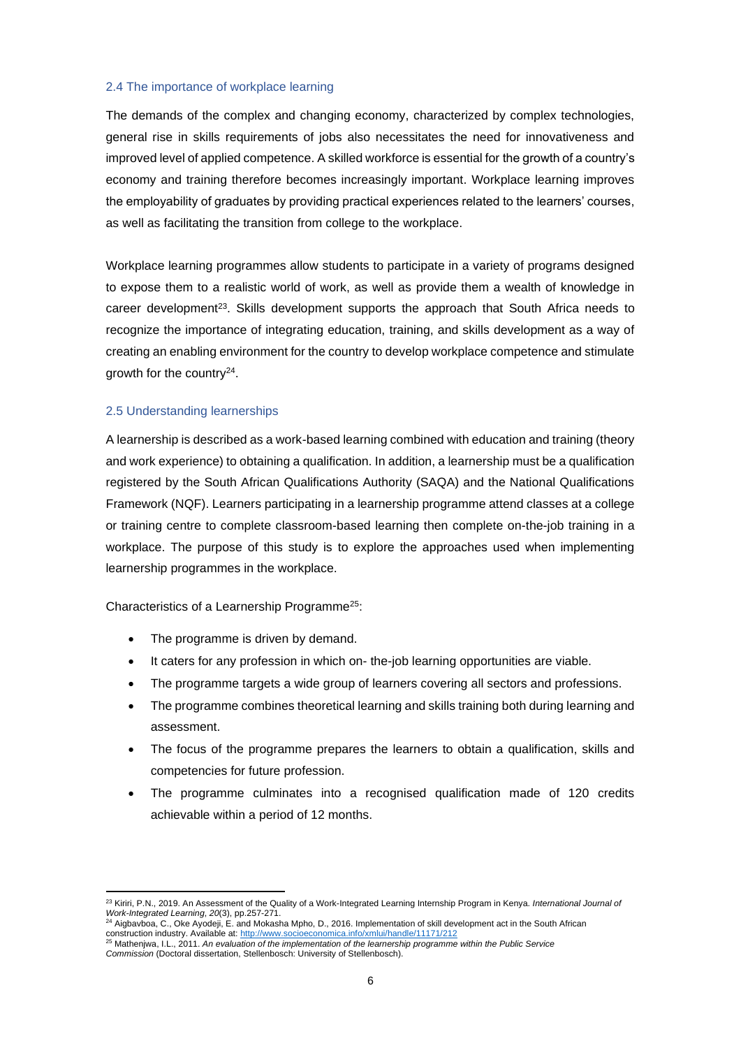## 2.4 The importance of workplace learning

The demands of the complex and changing economy, characterized by complex technologies, general rise in skills requirements of jobs also necessitates the need for innovativeness and improved level of applied competence. A skilled workforce is essential for the growth of a country's economy and training therefore becomes increasingly important. Workplace learning improves the employability of graduates by providing practical experiences related to the learners' courses, as well as facilitating the transition from college to the workplace.

Workplace learning programmes allow students to participate in a variety of programs designed to expose them to a realistic world of work, as well as provide them a wealth of knowledge in career development[23]. Skills development supports the approach that South Africa needs to recognize the importance of integrating education, training, and skills development as a way of creating an enabling environment for the country to develop workplace competence and stimulate growth for the country[24].

## 2.5 Understanding learnerships

A learnership is described as a work-based learning combined with education and training (theory and work experience) to obtaining a qualification. In addition, a learnership must be a qualification registered by the South African Qualifications Authority (SAQA) and the National Qualifications Framework (NQF). Learners participating in a learnership programme attend classes at a college or training centre to complete classroom-based learning then complete on-the-job training in a workplace. The purpose of this study is to explore the approaches used when implementing learnership programmes in the workplace.

Characteristics of a Learnership Programme[25]:

- The programme is driven by demand.
- It caters for any profession in which on- the-job learning opportunities are viable.
- The programme targets a wide group of learners covering all sectors and professions.
- The programme combines theoretical learning and skills training both during learning and assessment.
- The focus of the programme prepares the learners to obtain a qualification, skills and competencies for future profession.
- The programme culminates into a recognised qualification made of 120 credits achievable within a period of 12 months.

---

[23] Kiriri, P.N., 2019. An Assessment of the Quality of a Work-Integrated Learning Internship Program in Kenya. *International Journal of Work-Integrated Learning*, *20*(3), pp.257-271.

[24] Aigbavboa, C., Oke Ayodeji, E. and Mokasha Mpho, D., 2016. Implementation of skill development act in the South African construction industry. Available at: http://www.socioeconomica.info/xmlui/handle/11171/212

[25] Mathenjwa, I.L., 2011. *An evaluation of the implementation of the learnership programme within the Public Service Commission* (Doctoral dissertation, Stellenbosch: University of Stellenbosch).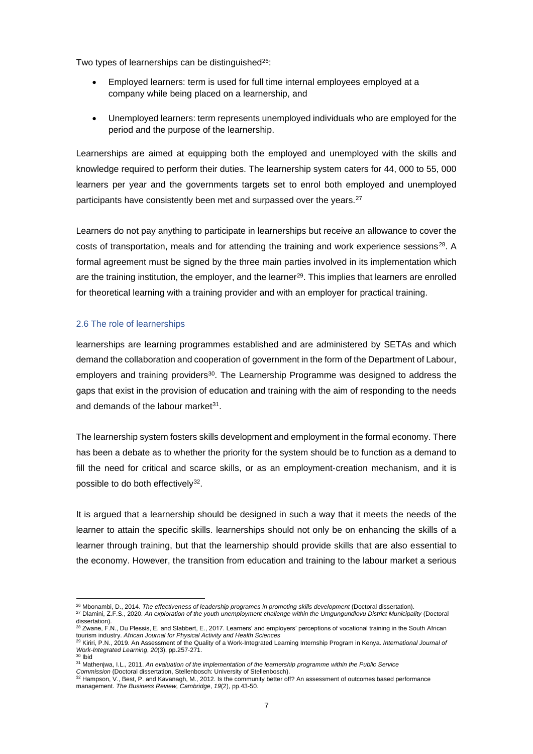Two types of learnerships can be distinguished[26]:

- Employed learners: term is used for full time internal employees employed at a company while being placed on a learnership, and
- Unemployed learners: term represents unemployed individuals who are employed for the period and the purpose of the learnership.

Learnerships are aimed at equipping both the employed and unemployed with the skills and knowledge required to perform their duties. The learnership system caters for 44, 000 to 55, 000 learners per year and the governments targets set to enrol both employed and unemployed participants have consistently been met and surpassed over the years.[27]

Learners do not pay anything to participate in learnerships but receive an allowance to cover the costs of transportation, meals and for attending the training and work experience sessions[28]. A formal agreement must be signed by the three main parties involved in its implementation which are the training institution, the employer, and the learner[29]. This implies that learners are enrolled for theoretical learning with a training provider and with an employer for practical training.

### 2.6 The role of learnerships

learnerships are learning programmes established and are administered by SETAs and which demand the collaboration and cooperation of government in the form of the Department of Labour, employers and training providers[30]. The Learnership Programme was designed to address the gaps that exist in the provision of education and training with the aim of responding to the needs and demands of the labour market[31].

The learnership system fosters skills development and employment in the formal economy. There has been a debate as to whether the priority for the system should be to function as a demand to fill the need for critical and scarce skills, or as an employment-creation mechanism, and it is possible to do both effectively[32].

It is argued that a learnership should be designed in such a way that it meets the needs of the learner to attain the specific skills. learnerships should not only be on enhancing the skills of a learner through training, but that the learnership should provide skills that are also essential to the economy. However, the transition from education and training to the labour market a serious

---

[26] Mbonambi, D., 2014. *The effectiveness of leadership programes in promoting skills development* (Doctoral dissertation).

[27] Dlamini, Z.F.S., 2020. *An exploration of the youth unemployment challenge within the Umgungundlovu District Municipality* (Doctoral dissertation).

[28] Zwane, F.N., Du Plessis, E. and Slabbert, E., 2017. Learners' and employers' perceptions of vocational training in the South African tourism industry. *African Journal for Physical Activity and Health Sciences*

[29] Kiriri, P.N., 2019. An Assessment of the Quality of a Work-Integrated Learning Internship Program in Kenya. *International Journal of Work-Integrated Learning*, *20*(3), pp.257-271.

[30] Ibid

[31] Mathenjwa, I.L., 2011. *An evaluation of the implementation of the learnership programme within the Public Service Commission* (Doctoral dissertation, Stellenbosch: University of Stellenbosch).

[32] Hampson, V., Best, P. and Kavanagh, M., 2012. Is the community better off? An assessment of outcomes based performance management. *The Business Review, Cambridge*, *19*(2), pp.43-50.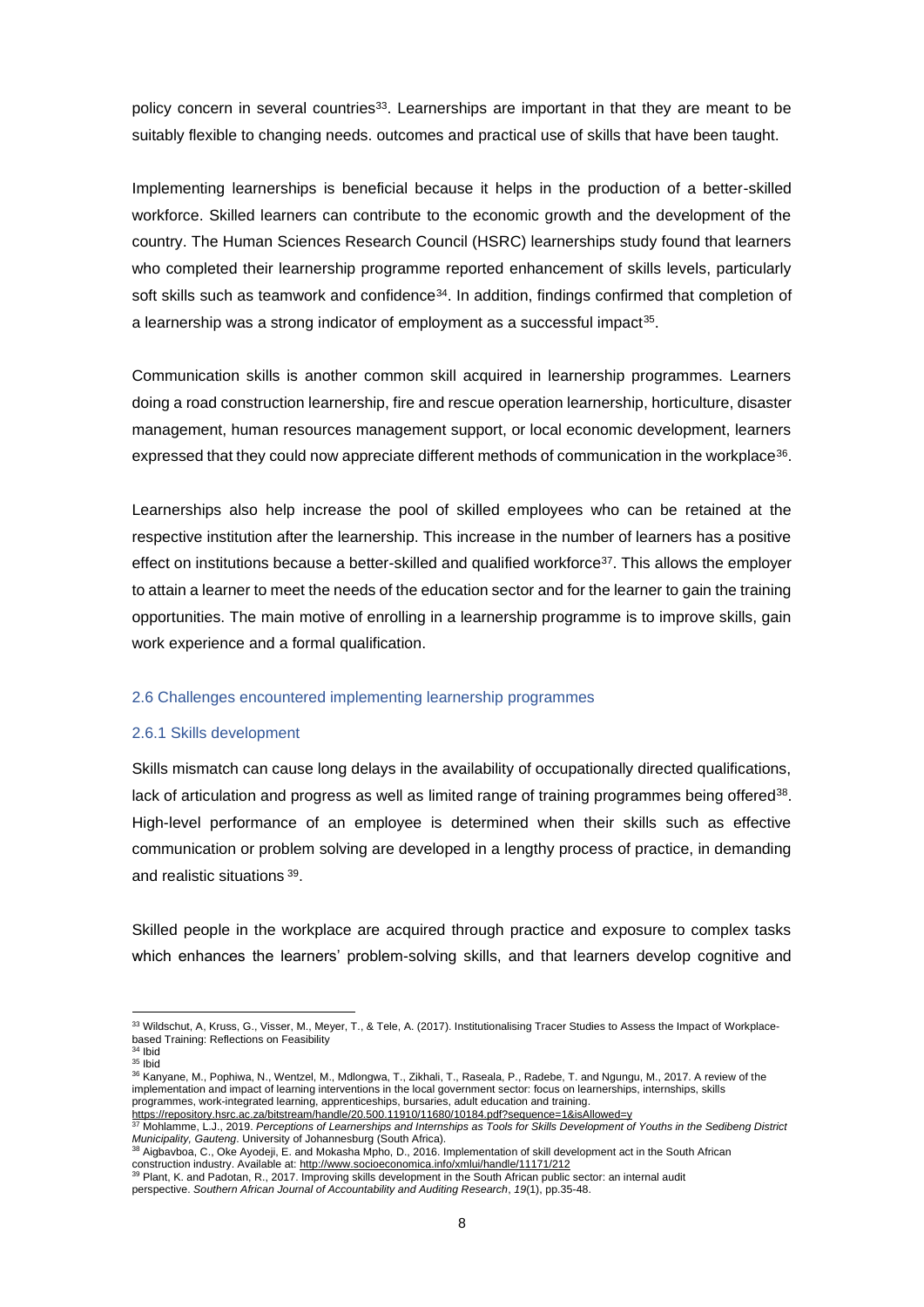policy concern in several countries[33]. Learnerships are important in that they are meant to be suitably flexible to changing needs. outcomes and practical use of skills that have been taught.

Implementing learnerships is beneficial because it helps in the production of a better-skilled workforce. Skilled learners can contribute to the economic growth and the development of the country. The Human Sciences Research Council (HSRC) learnerships study found that learners who completed their learnership programme reported enhancement of skills levels, particularly soft skills such as teamwork and confidence[34]. In addition, findings confirmed that completion of a learnership was a strong indicator of employment as a successful impact[35].

Communication skills is another common skill acquired in learnership programmes. Learners doing a road construction learnership, fire and rescue operation learnership, horticulture, disaster management, human resources management support, or local economic development, learners expressed that they could now appreciate different methods of communication in the workplace[36].

Learnerships also help increase the pool of skilled employees who can be retained at the respective institution after the learnership. This increase in the number of learners has a positive effect on institutions because a better-skilled and qualified workforce[37]. This allows the employer to attain a learner to meet the needs of the education sector and for the learner to gain the training opportunities. The main motive of enrolling in a learnership programme is to improve skills, gain work experience and a formal qualification.

## 2.6 Challenges encountered implementing learnership programmes

### 2.6.1 Skills development

Skills mismatch can cause long delays in the availability of occupationally directed qualifications, lack of articulation and progress as well as limited range of training programmes being offered[38]. High-level performance of an employee is determined when their skills such as effective communication or problem solving are developed in a lengthy process of practice, in demanding and realistic situations [39].

Skilled people in the workplace are acquired through practice and exposure to complex tasks which enhances the learners' problem-solving skills, and that learners develop cognitive and

---

[33] Wildschut, A, Kruss, G., Visser, M., Meyer, T., & Tele, A. (2017). Institutionalising Tracer Studies to Assess the Impact of Workplace-based Training: Reflections on Feasibility

[34] Ibid

[35] Ibid

[36] Kanyane, M., Pophiwa, N., Wentzel, M., Mdlongwa, T., Zikhali, T., Raseala, P., Radebe, T. and Ngungu, M., 2017. A review of the implementation and impact of learning interventions in the local government sector: focus on learnerships, internships, skills programmes, work-integrated learning, apprenticeships, bursaries, adult education and training. https://repository.hsrc.ac.za/bitstream/handle/20.500.11910/11680/10184.pdf?sequence=1&isAllowed=y

[37] Mohlamme, L.J., 2019. *Perceptions of Learnerships and Internships as Tools for Skills Development of Youths in the Sedibeng District Municipality, Gauteng*. University of Johannesburg (South Africa).

[38] Aigbavboa, C., Oke Ayodeji, E. and Mokasha Mpho, D., 2016. Implementation of skill development act in the South African construction industry. Available at: http://www.socioeconomica.info/xmlui/handle/11171/212

[39] Plant, K. and Padotan, R., 2017. Improving skills development in the South African public sector: an internal audit perspective. *Southern African Journal of Accountability and Auditing Research*, *19*(1), pp.35-48.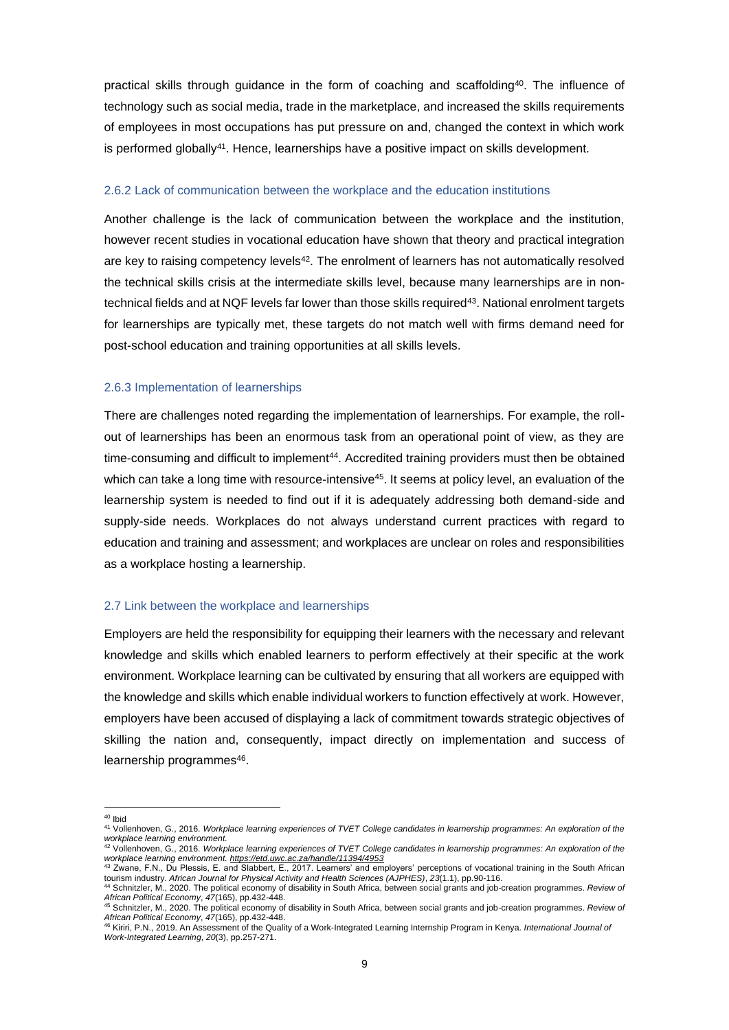practical skills through guidance in the form of coaching and scaffolding[40]. The influence of technology such as social media, trade in the marketplace, and increased the skills requirements of employees in most occupations has put pressure on and, changed the context in which work is performed globally[41]. Hence, learnerships have a positive impact on skills development.

### 2.6.2 Lack of communication between the workplace and the education institutions

Another challenge is the lack of communication between the workplace and the institution, however recent studies in vocational education have shown that theory and practical integration are key to raising competency levels[42]. The enrolment of learners has not automatically resolved the technical skills crisis at the intermediate skills level, because many learnerships are in non-technical fields and at NQF levels far lower than those skills required[43]. National enrolment targets for learnerships are typically met, these targets do not match well with firms demand need for post-school education and training opportunities at all skills levels.

### 2.6.3 Implementation of learnerships

There are challenges noted regarding the implementation of learnerships. For example, the roll-out of learnerships has been an enormous task from an operational point of view, as they are time-consuming and difficult to implement[44]. Accredited training providers must then be obtained which can take a long time with resource-intensive[45]. It seems at policy level, an evaluation of the learnership system is needed to find out if it is adequately addressing both demand-side and supply-side needs. Workplaces do not always understand current practices with regard to education and training and assessment; and workplaces are unclear on roles and responsibilities as a workplace hosting a learnership.

## 2.7 Link between the workplace and learnerships

Employers are held the responsibility for equipping their learners with the necessary and relevant knowledge and skills which enabled learners to perform effectively at their specific at the work environment. Workplace learning can be cultivated by ensuring that all workers are equipped with the knowledge and skills which enable individual workers to function effectively at work. However, employers have been accused of displaying a lack of commitment towards strategic objectives of skilling the nation and, consequently, impact directly on implementation and success of learnership programmes[46].

---

[40] Ibid

[41] Vollenhoven, G., 2016. *Workplace learning experiences of TVET College candidates in learnership programmes: An exploration of the workplace learning environment.*

[42] Vollenhoven, G., 2016. *Workplace learning experiences of TVET College candidates in learnership programmes: An exploration of the workplace learning environment.* https://etd.uwc.ac.za/handle/11394/4953

[43] Zwane, F.N., Du Plessis, E. and Slabbert, E., 2017. Learners' and employers' perceptions of vocational training in the South African tourism industry. *African Journal for Physical Activity and Health Sciences (AJPHES)*, *23*(1.1), pp.90-116.

[44] Schnitzler, M., 2020. The political economy of disability in South Africa, between social grants and job-creation programmes. *Review of African Political Economy*, *47*(165), pp.432-448.

[45] Schnitzler, M., 2020. The political economy of disability in South Africa, between social grants and job-creation programmes. *Review of African Political Economy*, *47*(165), pp.432-448.

[46] Kiriri, P.N., 2019. An Assessment of the Quality of a Work-Integrated Learning Internship Program in Kenya. *International Journal of Work-Integrated Learning*, *20*(3), pp.257-271.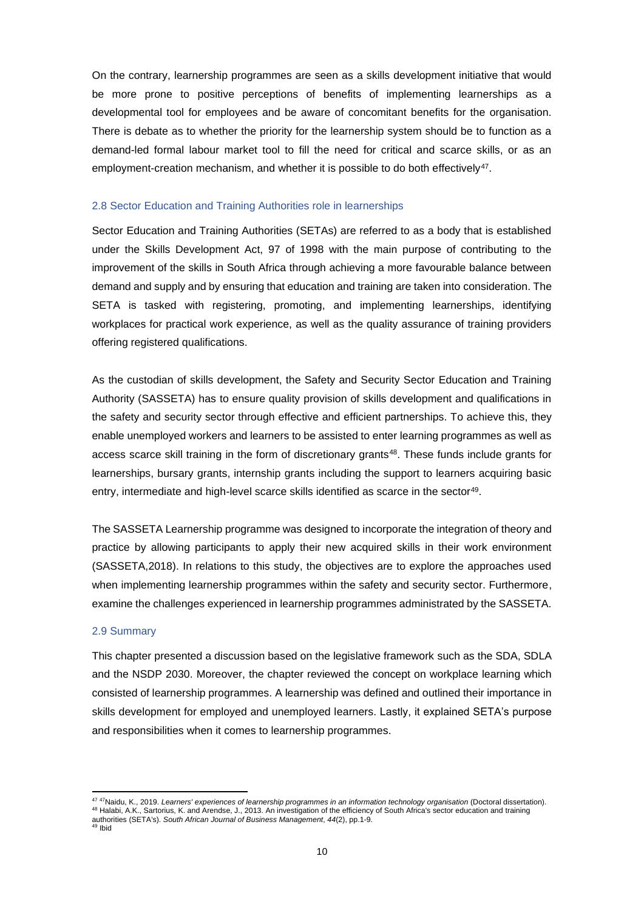On the contrary, learnership programmes are seen as a skills development initiative that would be more prone to positive perceptions of benefits of implementing learnerships as a developmental tool for employees and be aware of concomitant benefits for the organisation. There is debate as to whether the priority for the learnership system should be to function as a demand-led formal labour market tool to fill the need for critical and scarce skills, or as an employment-creation mechanism, and whether it is possible to do both effectively[47].

## 2.8 Sector Education and Training Authorities role in learnerships

Sector Education and Training Authorities (SETAs) are referred to as a body that is established under the Skills Development Act, 97 of 1998 with the main purpose of contributing to the improvement of the skills in South Africa through achieving a more favourable balance between demand and supply and by ensuring that education and training are taken into consideration. The SETA is tasked with registering, promoting, and implementing learnerships, identifying workplaces for practical work experience, as well as the quality assurance of training providers offering registered qualifications.

As the custodian of skills development, the Safety and Security Sector Education and Training Authority (SASSETA) has to ensure quality provision of skills development and qualifications in the safety and security sector through effective and efficient partnerships. To achieve this, they enable unemployed workers and learners to be assisted to enter learning programmes as well as access scarce skill training in the form of discretionary grants[48]. These funds include grants for learnerships, bursary grants, internship grants including the support to learners acquiring basic entry, intermediate and high-level scarce skills identified as scarce in the sector[49].

The SASSETA Learnership programme was designed to incorporate the integration of theory and practice by allowing participants to apply their new acquired skills in their work environment (SASSETA,2018). In relations to this study, the objectives are to explore the approaches used when implementing learnership programmes within the safety and security sector. Furthermore, examine the challenges experienced in learnership programmes administrated by the SASSETA.

## 2.9 Summary

This chapter presented a discussion based on the legislative framework such as the SDA, SDLA and the NSDP 2030. Moreover, the chapter reviewed the concept on workplace learning which consisted of learnership programmes. A learnership was defined and outlined their importance in skills development for employed and unemployed learners. Lastly, it explained SETA's purpose and responsibilities when it comes to learnership programmes.

---

[47] [47]Naidu, K., 2019. *Learners' experiences of learnership programmes in an information technology organisation* (Doctoral dissertation).
[48] Halabi, A.K., Sartorius, K. and Arendse, J., 2013. An investigation of the efficiency of South Africa's sector education and training authorities (SETA's). *South African Journal of Business Management*, *44*(2), pp.1-9.
[49] Ibid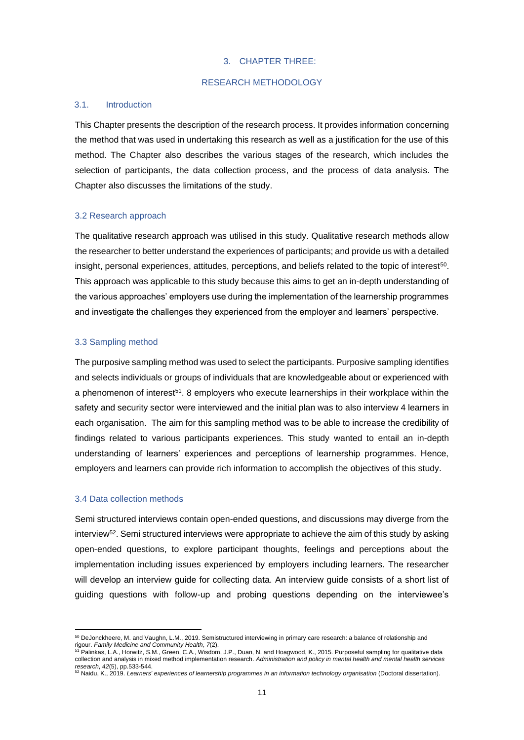# 3. CHAPTER THREE:

# RESEARCH METHODOLOGY

## 3.1. Introduction

This Chapter presents the description of the research process. It provides information concerning the method that was used in undertaking this research as well as a justification for the use of this method. The Chapter also describes the various stages of the research, which includes the selection of participants, the data collection process, and the process of data analysis. The Chapter also discusses the limitations of the study.

## 3.2 Research approach

The qualitative research approach was utilised in this study. Qualitative research methods allow the researcher to better understand the experiences of participants; and provide us with a detailed insight, personal experiences, attitudes, perceptions, and beliefs related to the topic of interest[50]. This approach was applicable to this study because this aims to get an in-depth understanding of the various approaches' employers use during the implementation of the learnership programmes and investigate the challenges they experienced from the employer and learners' perspective.

## 3.3 Sampling method

The purposive sampling method was used to select the participants. Purposive sampling identifies and selects individuals or groups of individuals that are knowledgeable about or experienced with a phenomenon of interest[51]. 8 employers who execute learnerships in their workplace within the safety and security sector were interviewed and the initial plan was to also interview 4 learners in each organisation. The aim for this sampling method was to be able to increase the credibility of findings related to various participants experiences. This study wanted to entail an in-depth understanding of learners' experiences and perceptions of learnership programmes. Hence, employers and learners can provide rich information to accomplish the objectives of this study.

## 3.4 Data collection methods

Semi structured interviews contain open-ended questions, and discussions may diverge from the interview[52]. Semi structured interviews were appropriate to achieve the aim of this study by asking open-ended questions, to explore participant thoughts, feelings and perceptions about the implementation including issues experienced by employers including learners. The researcher will develop an interview guide for collecting data. An interview guide consists of a short list of guiding questions with follow-up and probing questions depending on the interviewee's

---

[50] DeJonckheere, M. and Vaughn, L.M., 2019. Semistructured interviewing in primary care research: a balance of relationship and rigour. *Family Medicine and Community Health*, *7*(2).

[51] Palinkas, L.A., Horwitz, S.M., Green, C.A., Wisdom, J.P., Duan, N. and Hoagwood, K., 2015. Purposeful sampling for qualitative data collection and analysis in mixed method implementation research. *Administration and policy in mental health and mental health services research*, *42*(5), pp.533-544.

[52] Naidu, K., 2019. *Learners' experiences of learnership programmes in an information technology organisation* (Doctoral dissertation).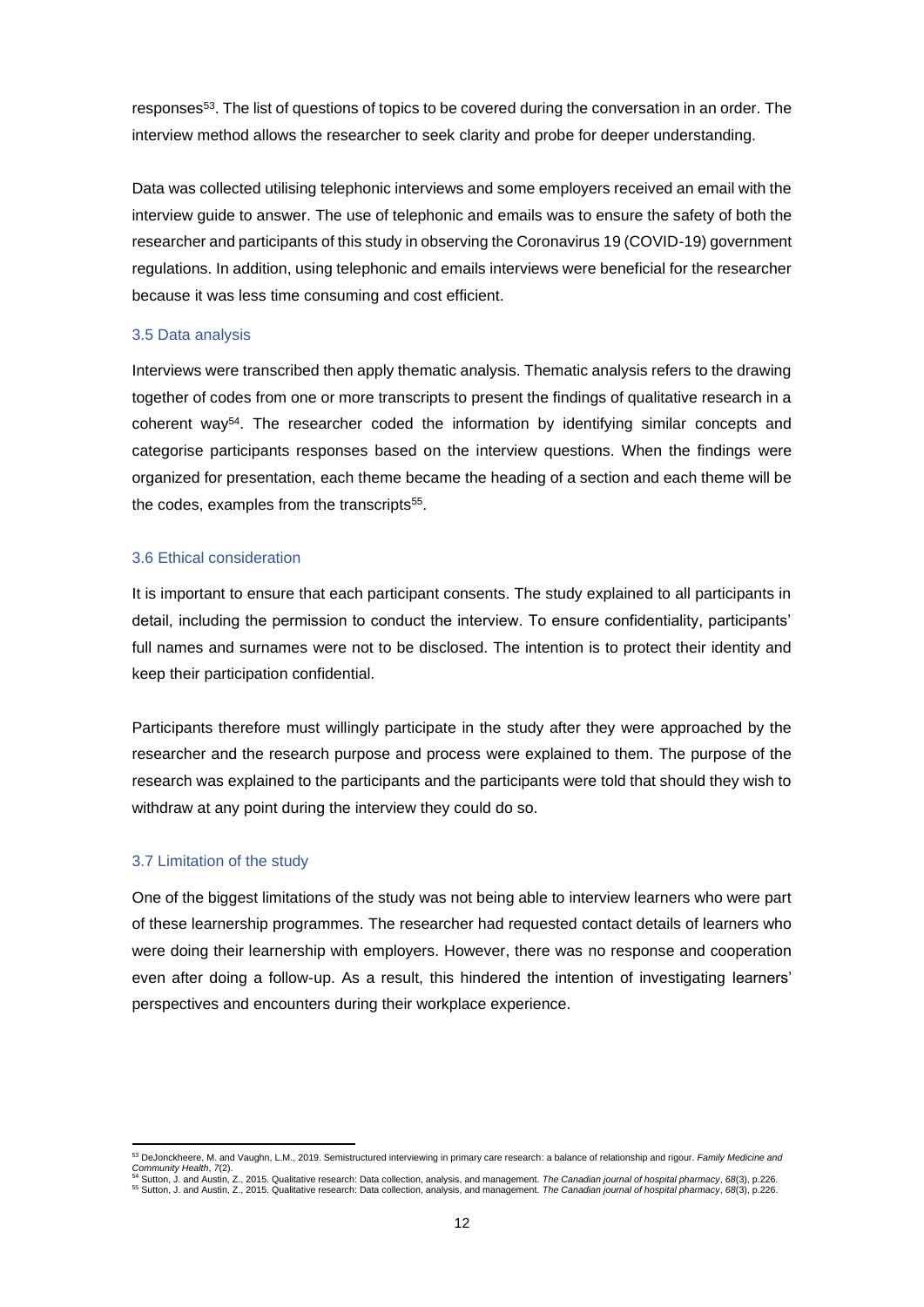responses[53]. The list of questions of topics to be covered during the conversation in an order. The interview method allows the researcher to seek clarity and probe for deeper understanding.

Data was collected utilising telephonic interviews and some employers received an email with the interview guide to answer. The use of telephonic and emails was to ensure the safety of both the researcher and participants of this study in observing the Coronavirus 19 (COVID-19) government regulations. In addition, using telephonic and emails interviews were beneficial for the researcher because it was less time consuming and cost efficient.

### 3.5 Data analysis

Interviews were transcribed then apply thematic analysis. Thematic analysis refers to the drawing together of codes from one or more transcripts to present the findings of qualitative research in a coherent way[54]. The researcher coded the information by identifying similar concepts and categorise participants responses based on the interview questions. When the findings were organized for presentation, each theme became the heading of a section and each theme will be the codes, examples from the transcripts[55].

### 3.6 Ethical consideration

It is important to ensure that each participant consents. The study explained to all participants in detail, including the permission to conduct the interview. To ensure confidentiality, participants' full names and surnames were not to be disclosed. The intention is to protect their identity and keep their participation confidential.

Participants therefore must willingly participate in the study after they were approached by the researcher and the research purpose and process were explained to them. The purpose of the research was explained to the participants and the participants were told that should they wish to withdraw at any point during the interview they could do so.

### 3.7 Limitation of the study

One of the biggest limitations of the study was not being able to interview learners who were part of these learnership programmes. The researcher had requested contact details of learners who were doing their learnership with employers. However, there was no response and cooperation even after doing a follow-up. As a result, this hindered the intention of investigating learners' perspectives and encounters during their workplace experience.

---

[53] DeJonckheere, M. and Vaughn, L.M., 2019. Semistructured interviewing in primary care research: a balance of relationship and rigour. *Family Medicine and Community Health*, *7*(2).

[54] Sutton, J. and Austin, Z., 2015. Qualitative research: Data collection, analysis, and management. *The Canadian journal of hospital pharmacy*, *68*(3), p.226.

[55] Sutton, J. and Austin, Z., 2015. Qualitative research: Data collection, analysis, and management. *The Canadian journal of hospital pharmacy*, *68*(3), p.226.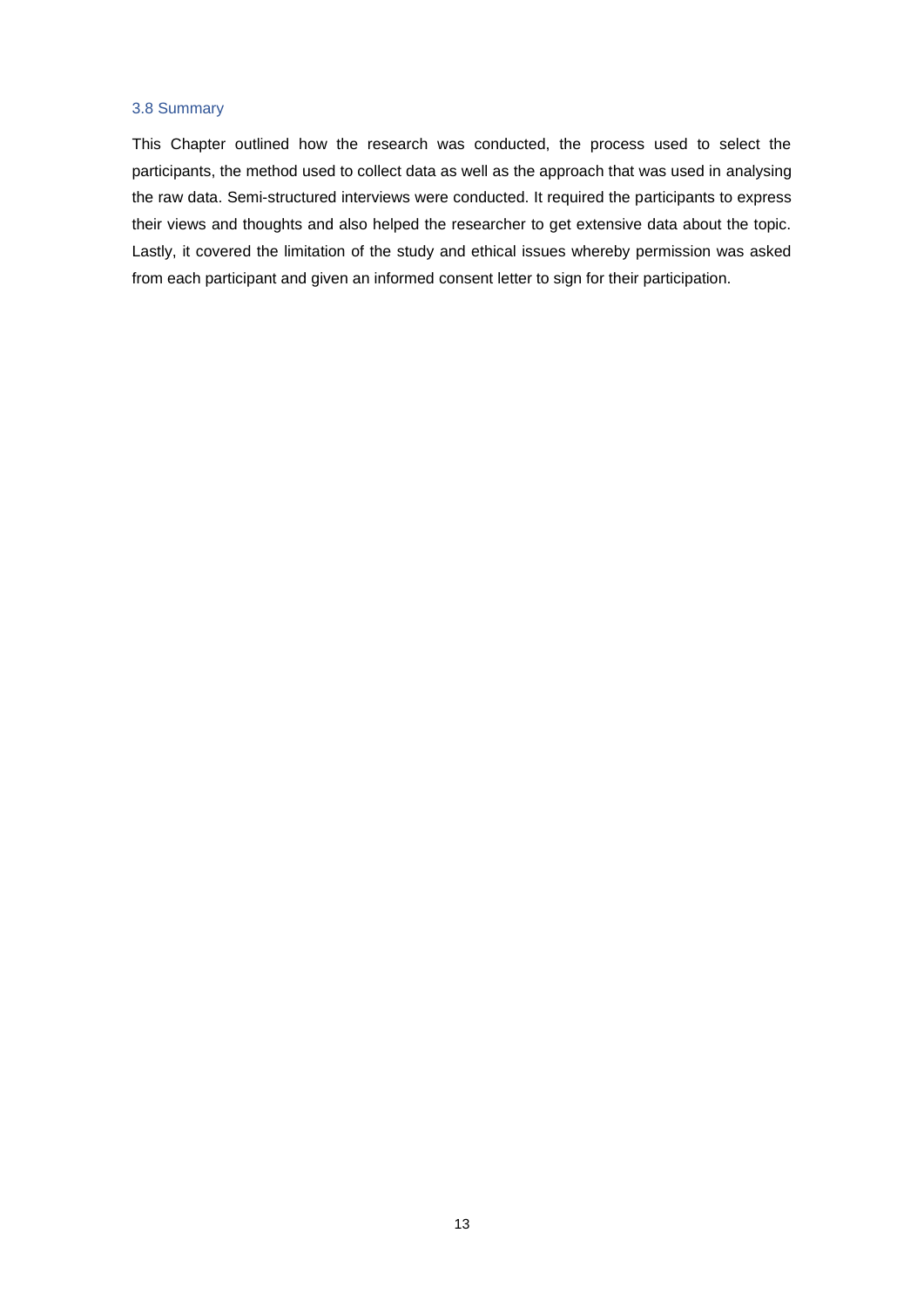### 3.8 Summary

This Chapter outlined how the research was conducted, the process used to select the participants, the method used to collect data as well as the approach that was used in analysing the raw data. Semi-structured interviews were conducted. It required the participants to express their views and thoughts and also helped the researcher to get extensive data about the topic. Lastly, it covered the limitation of the study and ethical issues whereby permission was asked from each participant and given an informed consent letter to sign for their participation.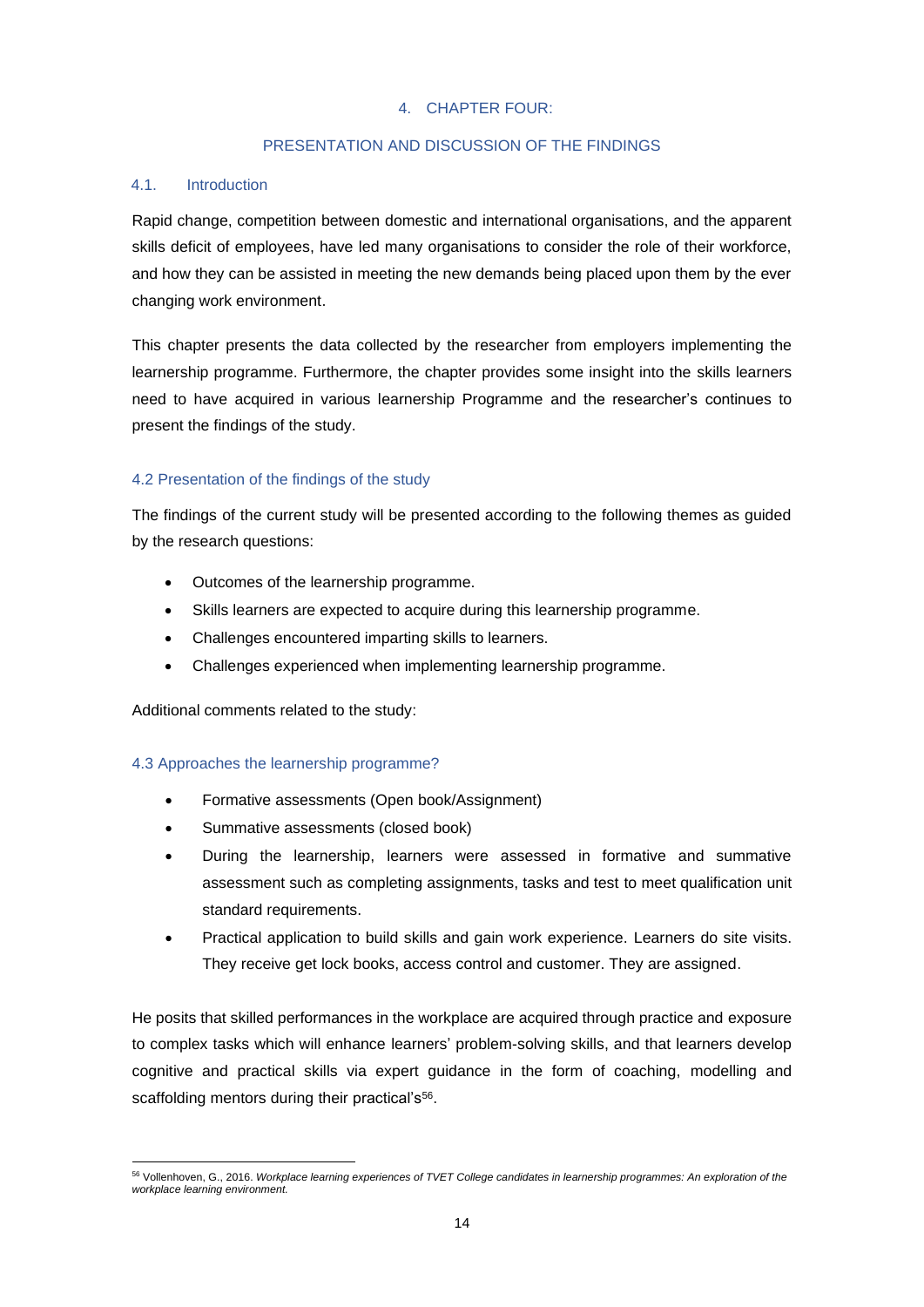# 4. CHAPTER FOUR:

# PRESENTATION AND DISCUSSION OF THE FINDINGS

## 4.1. Introduction

Rapid change, competition between domestic and international organisations, and the apparent skills deficit of employees, have led many organisations to consider the role of their workforce, and how they can be assisted in meeting the new demands being placed upon them by the ever changing work environment.

This chapter presents the data collected by the researcher from employers implementing the learnership programme. Furthermore, the chapter provides some insight into the skills learners need to have acquired in various learnership Programme and the researcher's continues to present the findings of the study.

## 4.2 Presentation of the findings of the study

The findings of the current study will be presented according to the following themes as guided by the research questions:

- Outcomes of the learnership programme.
- Skills learners are expected to acquire during this learnership programme.
- Challenges encountered imparting skills to learners.
- Challenges experienced when implementing learnership programme.

Additional comments related to the study:

## 4.3 Approaches the learnership programme?

- Formative assessments (Open book/Assignment)
- Summative assessments (closed book)
- During the learnership, learners were assessed in formative and summative assessment such as completing assignments, tasks and test to meet qualification unit standard requirements.
- Practical application to build skills and gain work experience. Learners do site visits. They receive get lock books, access control and customer. They are assigned.

He posits that skilled performances in the workplace are acquired through practice and exposure to complex tasks which will enhance learners' problem-solving skills, and that learners develop cognitive and practical skills via expert guidance in the form of coaching, modelling and scaffolding mentors during their practical's[56].

---

[56] Vollenhoven, G., 2016. *Workplace learning experiences of TVET College candidates in learnership programmes: An exploration of the workplace learning environment.*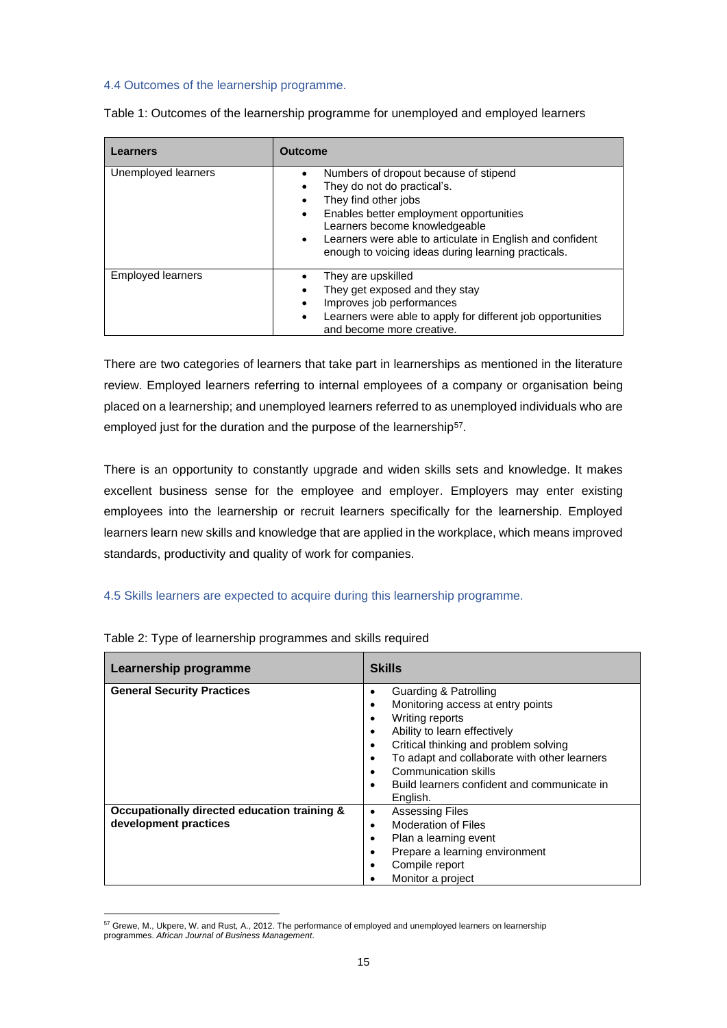### 4.4 Outcomes of the learnership programme.

Table 1: Outcomes of the learnership programme for unemployed and employed learners

| Learners | Outcome |
|---|---|
| Unemployed learners | • Numbers of dropout because of stipend<br>• They do not do practical's.<br>• They find other jobs<br>• Enables better employment opportunities Learners become knowledgeable<br>• Learners were able to articulate in English and confident enough to voicing ideas during learning practicals. |
| Employed learners | • They are upskilled<br>• They get exposed and they stay<br>• Improves job performances<br>• Learners were able to apply for different job opportunities and become more creative. |

There are two categories of learners that take part in learnerships as mentioned in the literature review. Employed learners referring to internal employees of a company or organisation being placed on a learnership; and unemployed learners referred to as unemployed individuals who are employed just for the duration and the purpose of the learnership[57].

There is an opportunity to constantly upgrade and widen skills sets and knowledge. It makes excellent business sense for the employee and employer. Employers may enter existing employees into the learnership or recruit learners specifically for the learnership. Employed learners learn new skills and knowledge that are applied in the workplace, which means improved standards, productivity and quality of work for companies.

### 4.5 Skills learners are expected to acquire during this learnership programme.

Table 2: Type of learnership programmes and skills required

| Learnership programme | Skills |
|---|---|
| **General Security Practices** | • Guarding & Patrolling<br>• Monitoring access at entry points<br>• Writing reports<br>• Ability to learn effectively<br>• Critical thinking and problem solving<br>• To adapt and collaborate with other learners<br>• Communication skills<br>• Build learners confident and communicate in English. |
| **Occupationally directed education training & development practices** | • Assessing Files<br>• Moderation of Files<br>• Plan a learning event<br>• Prepare a learning environment<br>• Compile report<br>• Monitor a project |

[57] Grewe, M., Ukpere, W. and Rust, A., 2012. The performance of employed and unemployed learners on learnership programmes. *African Journal of Business Management*.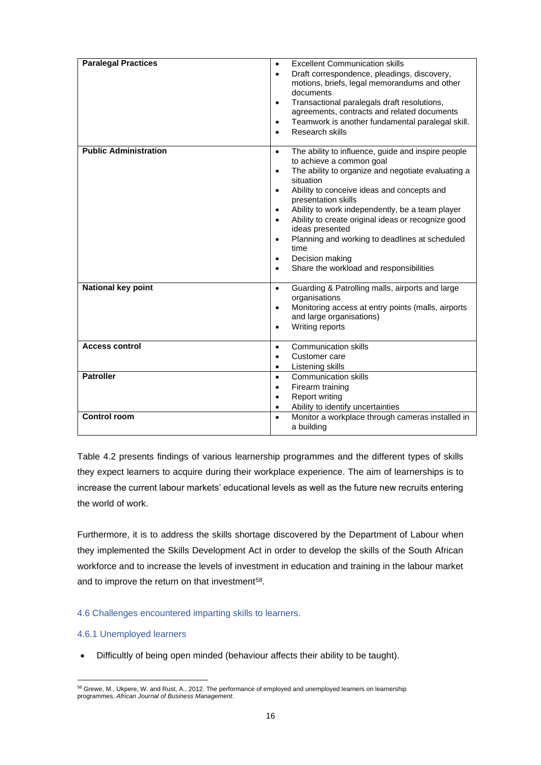| | |
|---|---|
| **Paralegal Practices** | • Excellent Communication skills<br>• Draft correspondence, pleadings, discovery, motions, briefs, legal memorandums and other documents<br>• Transactional paralegals draft resolutions, agreements, contracts and related documents<br>• Teamwork is another fundamental paralegal skill.<br>• Research skills |
| **Public Administration** | • The ability to influence, guide and inspire people to achieve a common goal<br>• The ability to organize and negotiate evaluating a situation<br>• Ability to conceive ideas and concepts and presentation skills<br>• Ability to work independently, be a team player<br>• Ability to create original ideas or recognize good ideas presented<br>• Planning and working to deadlines at scheduled time<br>• Decision making<br>• Share the workload and responsibilities |
| **National key point** | • Guarding & Patrolling malls, airports and large organisations<br>• Monitoring access at entry points (malls, airports and large organisations)<br>• Writing reports |
| **Access control** | • Communication skills<br>• Customer care<br>• Listening skills |
| **Patroller** | • Communication skills<br>• Firearm training<br>• Report writing<br>• Ability to identify uncertainties |
| **Control room** | • Monitor a workplace through cameras installed in a building |

Table 4.2 presents findings of various learnership programmes and the different types of skills they expect learners to acquire during their workplace experience. The aim of learnerships is to increase the current labour markets' educational levels as well as the future new recruits entering the world of work.

Furthermore, it is to address the skills shortage discovered by the Department of Labour when they implemented the Skills Development Act in order to develop the skills of the South African workforce and to increase the levels of investment in education and training in the labour market and to improve the return on that investment[58].

### 4.6 Challenges encountered imparting skills to learners.

#### 4.6.1 Unemployed learners

- Difficultly of being open minded (behaviour affects their ability to be taught).

[58] Grewe, M., Ukpere, W. and Rust, A., 2012. The performance of employed and unemployed learners on learnership programmes. *African Journal of Business Management*.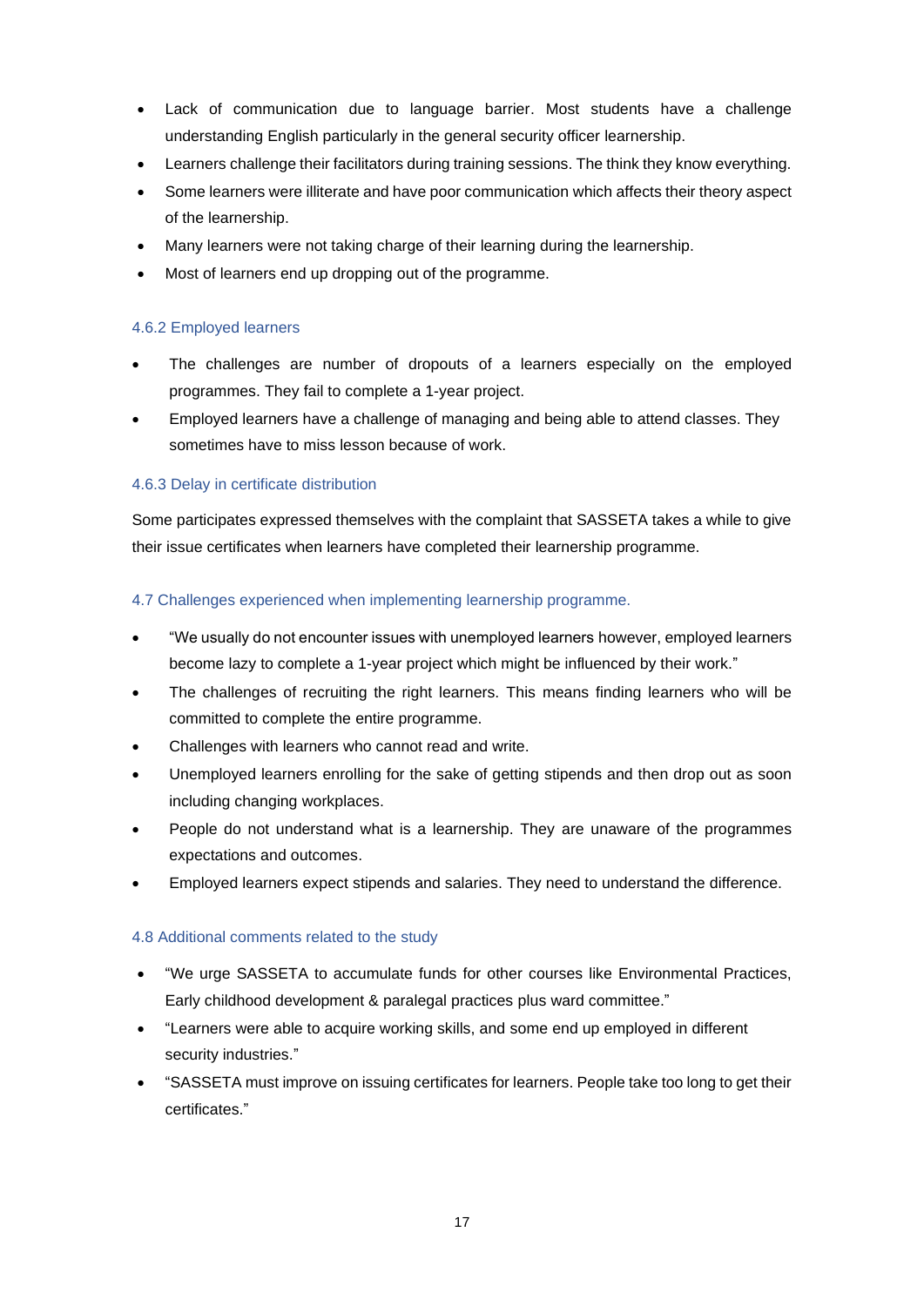- Lack of communication due to language barrier. Most students have a challenge understanding English particularly in the general security officer learnership.
- Learners challenge their facilitators during training sessions. The think they know everything.
- Some learners were illiterate and have poor communication which affects their theory aspect of the learnership.
- Many learners were not taking charge of their learning during the learnership.
- Most of learners end up dropping out of the programme.

### 4.6.2 Employed learners

- The challenges are number of dropouts of a learners especially on the employed programmes. They fail to complete a 1-year project.
- Employed learners have a challenge of managing and being able to attend classes. They sometimes have to miss lesson because of work.

### 4.6.3 Delay in certificate distribution

Some participates expressed themselves with the complaint that SASSETA takes a while to give their issue certificates when learners have completed their learnership programme.

## 4.7 Challenges experienced when implementing learnership programme.

- "We usually do not encounter issues with unemployed learners however, employed learners become lazy to complete a 1-year project which might be influenced by their work."
- The challenges of recruiting the right learners. This means finding learners who will be committed to complete the entire programme.
- Challenges with learners who cannot read and write.
- Unemployed learners enrolling for the sake of getting stipends and then drop out as soon including changing workplaces.
- People do not understand what is a learnership. They are unaware of the programmes expectations and outcomes.
- Employed learners expect stipends and salaries. They need to understand the difference.

## 4.8 Additional comments related to the study

- "We urge SASSETA to accumulate funds for other courses like Environmental Practices, Early childhood development & paralegal practices plus ward committee."
- "Learners were able to acquire working skills, and some end up employed in different security industries."
- "SASSETA must improve on issuing certificates for learners. People take too long to get their certificates."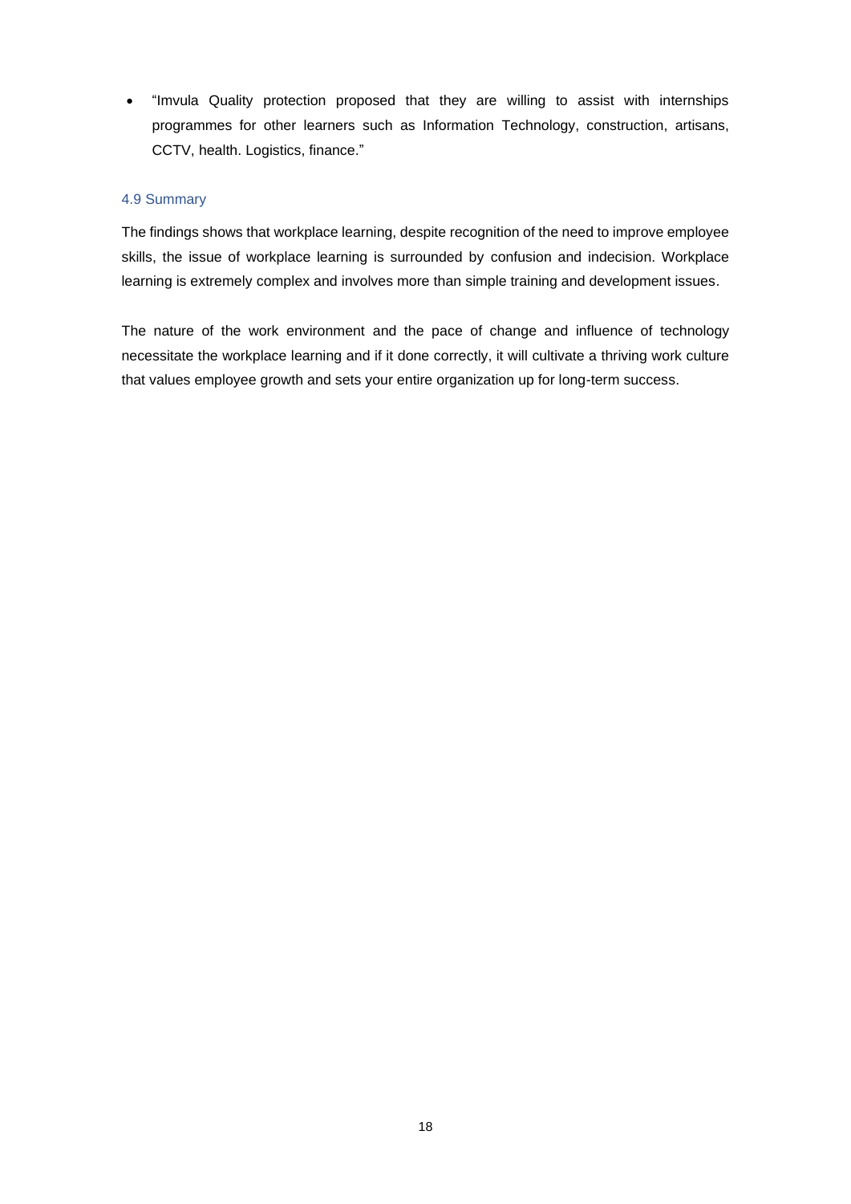- "Imvula Quality protection proposed that they are willing to assist with internships programmes for other learners such as Information Technology, construction, artisans, CCTV, health. Logistics, finance."

### 4.9 Summary

The findings shows that workplace learning, despite recognition of the need to improve employee skills, the issue of workplace learning is surrounded by confusion and indecision. Workplace learning is extremely complex and involves more than simple training and development issues.

The nature of the work environment and the pace of change and influence of technology necessitate the workplace learning and if it done correctly, it will cultivate a thriving work culture that values employee growth and sets your entire organization up for long-term success.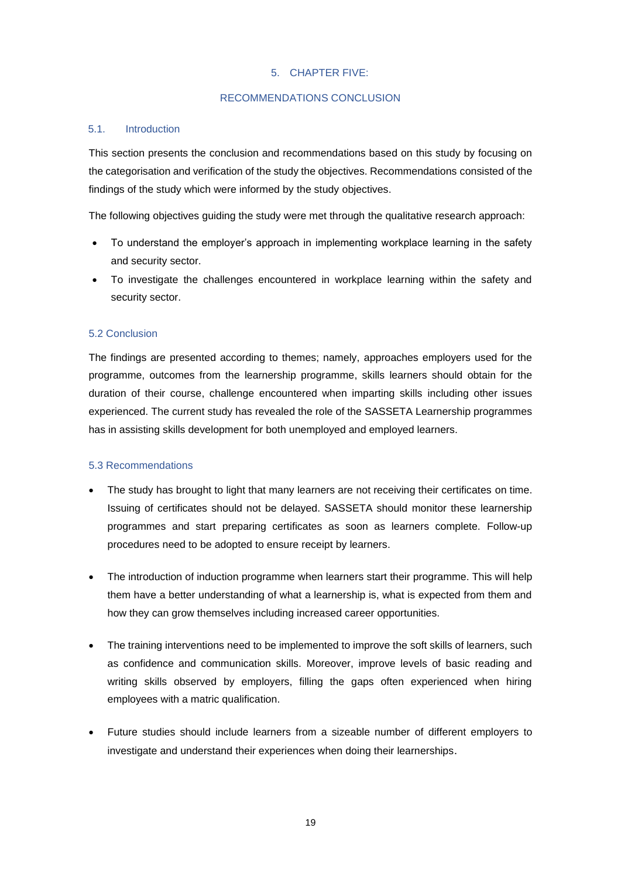# 5. CHAPTER FIVE:

# RECOMMENDATIONS CONCLUSION

## 5.1. Introduction

This section presents the conclusion and recommendations based on this study by focusing on the categorisation and verification of the study the objectives. Recommendations consisted of the findings of the study which were informed by the study objectives.

The following objectives guiding the study were met through the qualitative research approach:

- To understand the employer's approach in implementing workplace learning in the safety and security sector.
- To investigate the challenges encountered in workplace learning within the safety and security sector.

## 5.2 Conclusion

The findings are presented according to themes; namely, approaches employers used for the programme, outcomes from the learnership programme, skills learners should obtain for the duration of their course, challenge encountered when imparting skills including other issues experienced. The current study has revealed the role of the SASSETA Learnership programmes has in assisting skills development for both unemployed and employed learners.

## 5.3 Recommendations

- The study has brought to light that many learners are not receiving their certificates on time. Issuing of certificates should not be delayed. SASSETA should monitor these learnership programmes and start preparing certificates as soon as learners complete. Follow-up procedures need to be adopted to ensure receipt by learners.

- The introduction of induction programme when learners start their programme. This will help them have a better understanding of what a learnership is, what is expected from them and how they can grow themselves including increased career opportunities.

- The training interventions need to be implemented to improve the soft skills of learners, such as confidence and communication skills. Moreover, improve levels of basic reading and writing skills observed by employers, filling the gaps often experienced when hiring employees with a matric qualification.

- Future studies should include learners from a sizeable number of different employers to investigate and understand their experiences when doing their learnerships.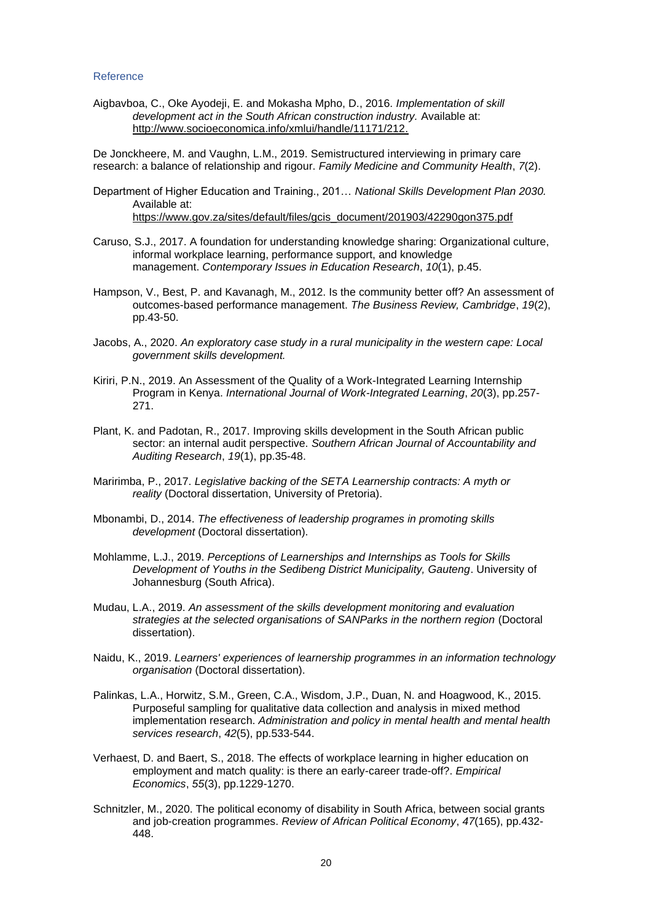## Reference

Aigbavboa, C., Oke Ayodeji, E. and Mokasha Mpho, D., 2016. *Implementation of skill development act in the South African construction industry.* Available at: http://www.socioeconomica.info/xmlui/handle/11171/212.

De Jonckheere, M. and Vaughn, L.M., 2019. Semistructured interviewing in primary care research: a balance of relationship and rigour. *Family Medicine and Community Health*, *7*(2).

Department of Higher Education and Training., 201… *National Skills Development Plan 2030.* Available at: https://www.gov.za/sites/default/files/gcis_document/201903/42290gon375.pdf

Caruso, S.J., 2017. A foundation for understanding knowledge sharing: Organizational culture, informal workplace learning, performance support, and knowledge management. *Contemporary Issues in Education Research*, *10*(1), p.45.

Hampson, V., Best, P. and Kavanagh, M., 2012. Is the community better off? An assessment of outcomes-based performance management. *The Business Review, Cambridge*, *19*(2), pp.43-50.

Jacobs, A., 2020. *An exploratory case study in a rural municipality in the western cape: Local government skills development.*

Kiriri, P.N., 2019. An Assessment of the Quality of a Work-Integrated Learning Internship Program in Kenya. *International Journal of Work-Integrated Learning*, *20*(3), pp.257-271.

Plant, K. and Padotan, R., 2017. Improving skills development in the South African public sector: an internal audit perspective. *Southern African Journal of Accountability and Auditing Research*, *19*(1), pp.35-48.

Maririmba, P., 2017. *Legislative backing of the SETA Learnership contracts: A myth or reality* (Doctoral dissertation, University of Pretoria).

Mbonambi, D., 2014. *The effectiveness of leadership programes in promoting skills development* (Doctoral dissertation).

Mohlamme, L.J., 2019. *Perceptions of Learnerships and Internships as Tools for Skills Development of Youths in the Sedibeng District Municipality, Gauteng*. University of Johannesburg (South Africa).

Mudau, L.A., 2019. *An assessment of the skills development monitoring and evaluation strategies at the selected organisations of SANParks in the northern region* (Doctoral dissertation).

Naidu, K., 2019. *Learners' experiences of learnership programmes in an information technology organisation* (Doctoral dissertation).

Palinkas, L.A., Horwitz, S.M., Green, C.A., Wisdom, J.P., Duan, N. and Hoagwood, K., 2015. Purposeful sampling for qualitative data collection and analysis in mixed method implementation research. *Administration and policy in mental health and mental health services research*, *42*(5), pp.533-544.

Verhaest, D. and Baert, S., 2018. The effects of workplace learning in higher education on employment and match quality: is there an early-career trade-off?. *Empirical Economics*, *55*(3), pp.1229-1270.

Schnitzler, M., 2020. The political economy of disability in South Africa, between social grants and job-creation programmes. *Review of African Political Economy*, *47*(165), pp.432-448.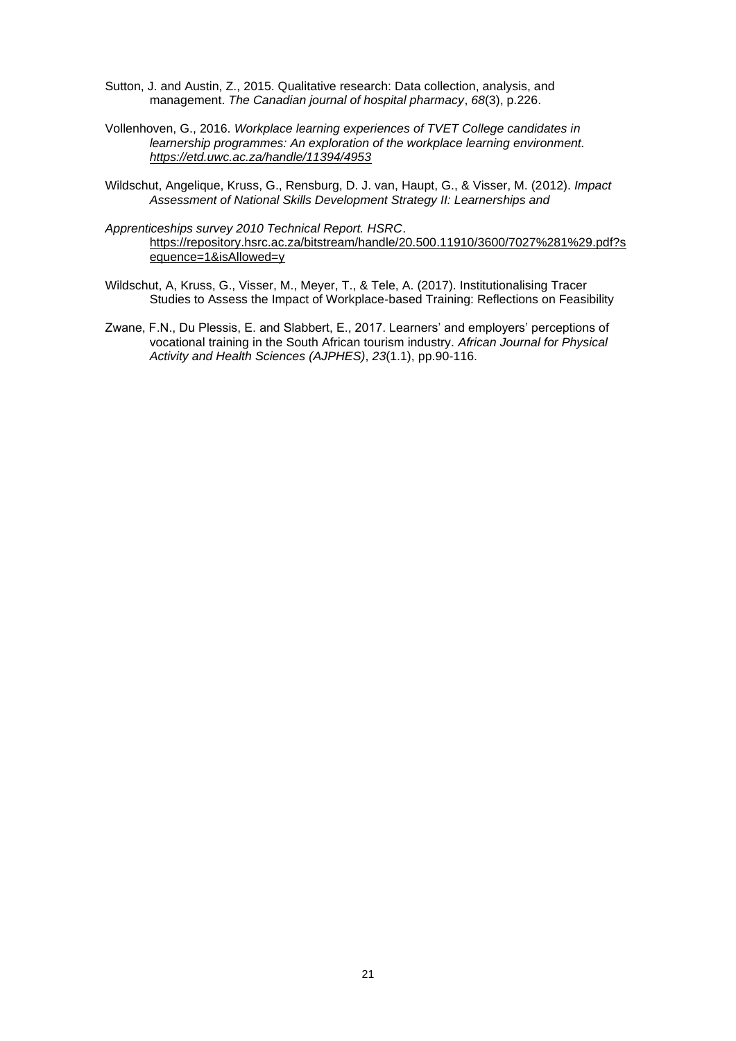Sutton, J. and Austin, Z., 2015. Qualitative research: Data collection, analysis, and management. *The Canadian journal of hospital pharmacy*, *68*(3), p.226.

Vollenhoven, G., 2016. *Workplace learning experiences of TVET College candidates in learnership programmes: An exploration of the workplace learning environment. https://etd.uwc.ac.za/handle/11394/4953*

Wildschut, Angelique, Kruss, G., Rensburg, D. J. van, Haupt, G., & Visser, M. (2012). *Impact Assessment of National Skills Development Strategy II: Learnerships and*

*Apprenticeships survey 2010 Technical Report. HSRC*. https://repository.hsrc.ac.za/bitstream/handle/20.500.11910/3600/7027%281%29.pdf?sequence=1&isAllowed=y

Wildschut, A, Kruss, G., Visser, M., Meyer, T., & Tele, A. (2017). Institutionalising Tracer Studies to Assess the Impact of Workplace-based Training: Reflections on Feasibility

Zwane, F.N., Du Plessis, E. and Slabbert, E., 2017. Learners' and employers' perceptions of vocational training in the South African tourism industry. *African Journal for Physical Activity and Health Sciences (AJPHES)*, *23*(1.1), pp.90-116.